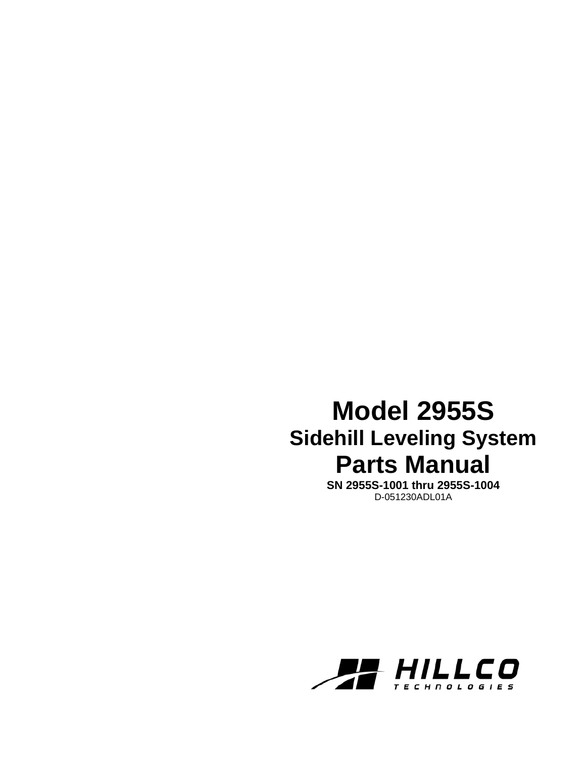# Model 2955S

## Sidehill Leveling System

# Parts Manual

**SN 2955S-1001 thru 2955S-1004**

D-051230ADL01A

HILLCO TECHNOLOGIES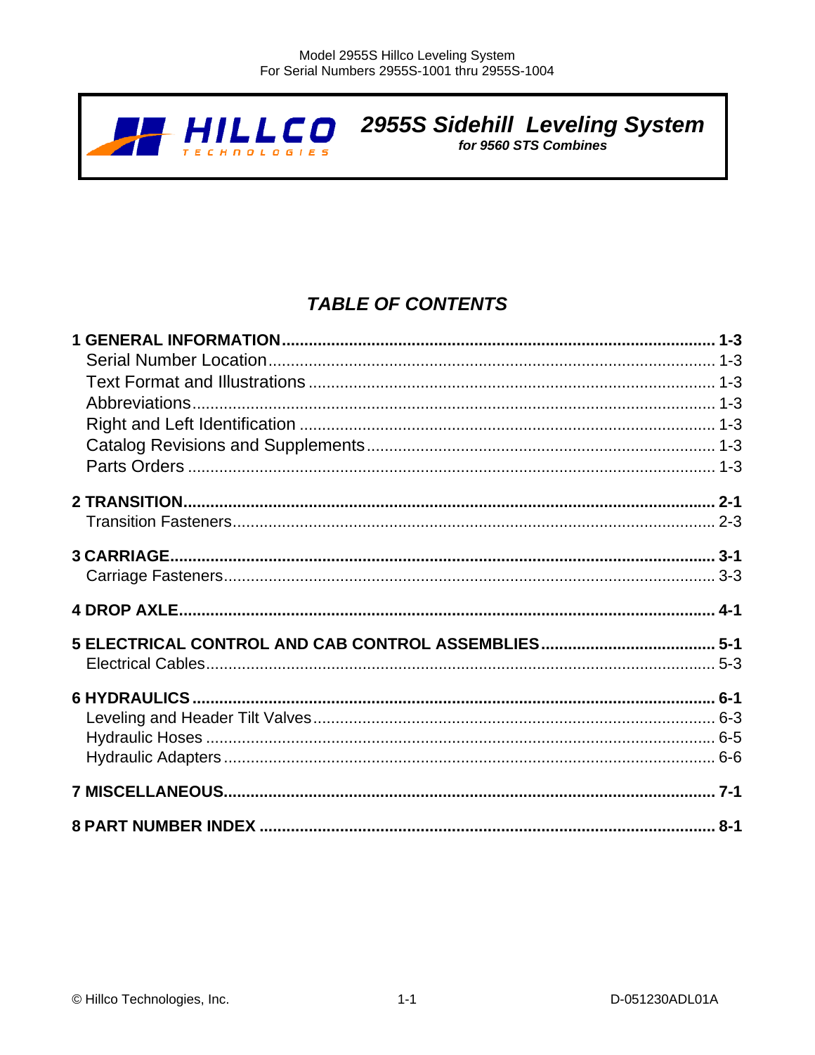**2955S Sidehill Leveling System**

*for 9560 STS Combines*

## *TABLE OF CONTENTS*

**1 GENERAL INFORMATION** ............................................... **1-3**
- Serial Number Location ............................................... 1-3
- Text Format and Illustrations ............................................... 1-3
- Abbreviations ............................................... 1-3
- Right and Left Identification ............................................... 1-3
- Catalog Revisions and Supplements ............................................... 1-3
- Parts Orders ............................................... 1-3

**2 TRANSITION** ............................................... **2-1**
- Transition Fasteners ............................................... 2-3

**3 CARRIAGE** ............................................... **3-1**
- Carriage Fasteners ............................................... 3-3

**4 DROP AXLE** ............................................... **4-1**

**5 ELECTRICAL CONTROL AND CAB CONTROL ASSEMBLIES** ............................................... **5-1**
- Electrical Cables ............................................... 5-3

**6 HYDRAULICS** ............................................... **6-1**
- Leveling and Header Tilt Valves ............................................... 6-3
- Hydraulic Hoses ............................................... 6-5
- Hydraulic Adapters ............................................... 6-6

**7 MISCELLANEOUS** ............................................... **7-1**

**8 PART NUMBER INDEX** ............................................... **8-1**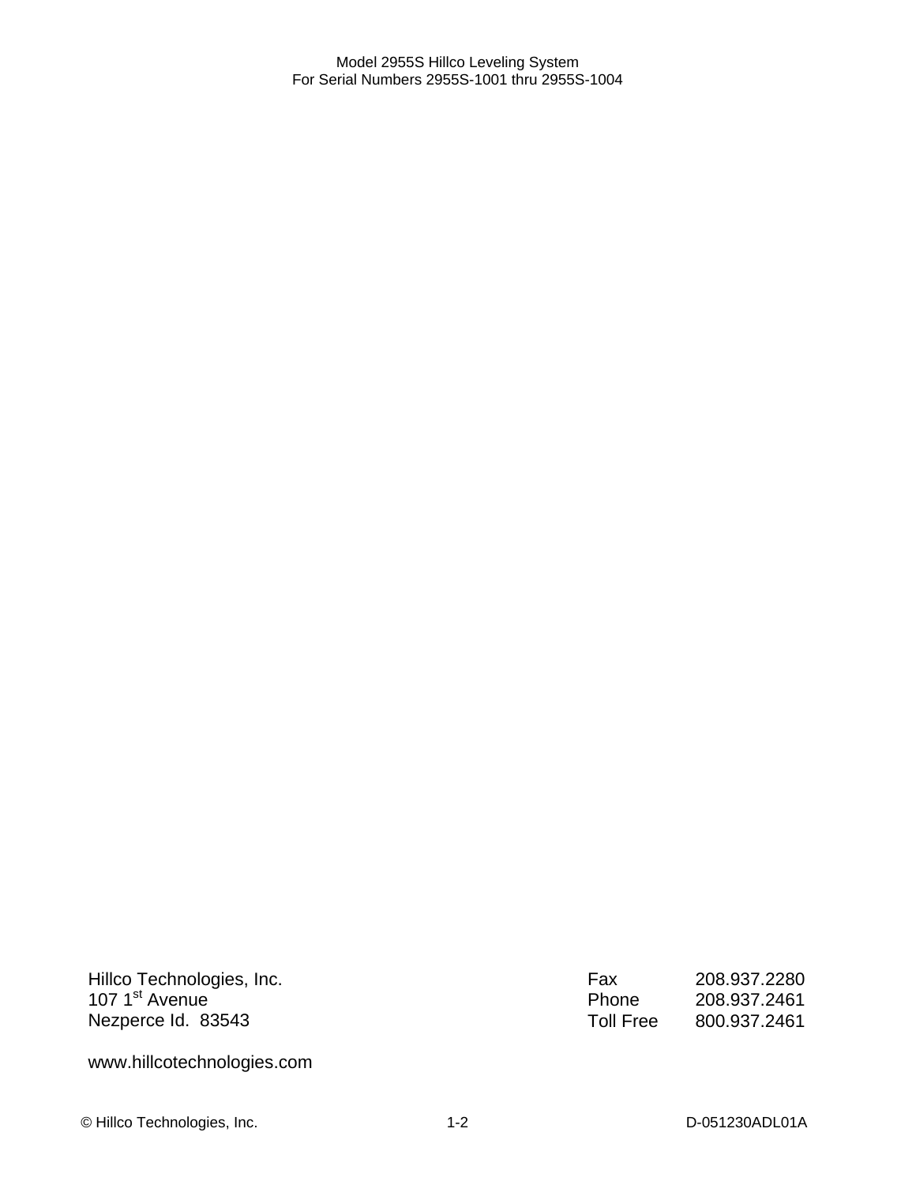Hillco Technologies, Inc.
107 1st Avenue
Nezperce Id. 83543

www.hillcotechnologies.com

| | |
|---|---|
| Fax | 208.937.2280 |
| Phone | 208.937.2461 |
| Toll Free | 800.937.2461 |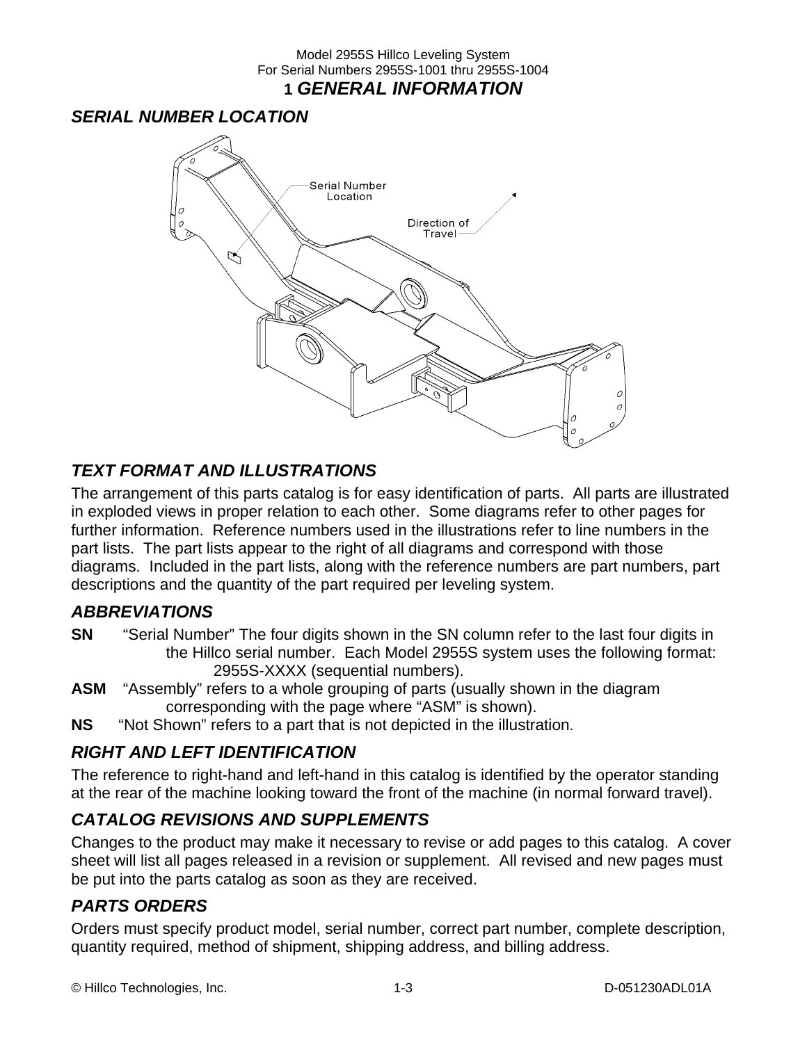# 1 GENERAL INFORMATION

## SERIAL NUMBER LOCATION

Serial Number Location

Direction of Travel

## TEXT FORMAT AND ILLUSTRATIONS

The arrangement of this parts catalog is for easy identification of parts. All parts are illustrated in exploded views in proper relation to each other. Some diagrams refer to other pages for further information. Reference numbers used in the illustrations refer to line numbers in the part lists. The part lists appear to the right of all diagrams and correspond with those diagrams. Included in the part lists, along with the reference numbers are part numbers, part descriptions and the quantity of the part required per leveling system.

## ABBREVIATIONS

**SN** "Serial Number" The four digits shown in the SN column refer to the last four digits in the Hillco serial number. Each Model 2955S system uses the following format: 2955S-XXXX (sequential numbers).

**ASM** "Assembly" refers to a whole grouping of parts (usually shown in the diagram corresponding with the page where "ASM" is shown).

**NS** "Not Shown" refers to a part that is not depicted in the illustration.

## RIGHT AND LEFT IDENTIFICATION

The reference to right-hand and left-hand in this catalog is identified by the operator standing at the rear of the machine looking toward the front of the machine (in normal forward travel).

## CATALOG REVISIONS AND SUPPLEMENTS

Changes to the product may make it necessary to revise or add pages to this catalog. A cover sheet will list all pages released in a revision or supplement. All revised and new pages must be put into the parts catalog as soon as they are received.

## PARTS ORDERS

Orders must specify product model, serial number, correct part number, complete description, quantity required, method of shipment, shipping address, and billing address.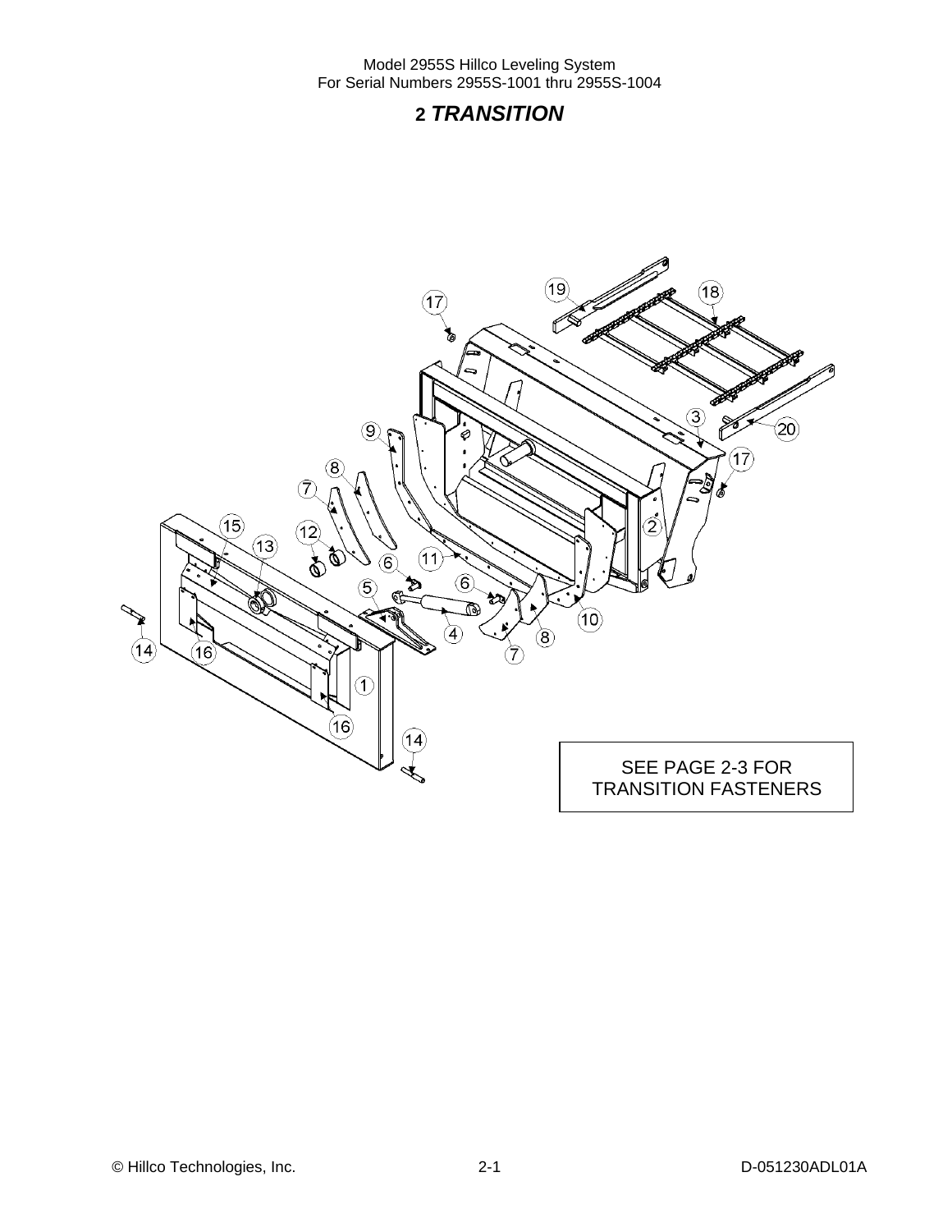## 2 *TRANSITION*

SEE PAGE 2-3 FOR TRANSITION FASTENERS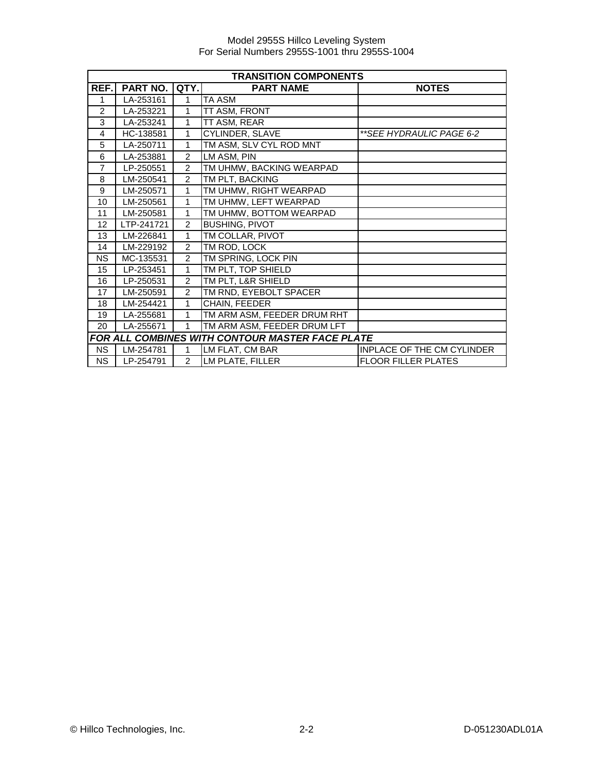| TRANSITION COMPONENTS | | | | |
|---|---|---|---|---|
| REF. | PART NO. | QTY. | PART NAME | NOTES |
| 1 | LA-253161 | 1 | TA ASM | |
| 2 | LA-253221 | 1 | TT ASM, FRONT | |
| 3 | LA-253241 | 1 | TT ASM, REAR | |
| 4 | HC-138581 | 1 | CYLINDER, SLAVE | ***SEE HYDRAULIC PAGE 6-2* |
| 5 | LA-250711 | 1 | TM ASM, SLV CYL ROD MNT | |
| 6 | LA-253881 | 2 | LM ASM, PIN | |
| 7 | LP-250551 | 2 | TM UHMW, BACKING WEARPAD | |
| 8 | LM-250541 | 2 | TM PLT, BACKING | |
| 9 | LM-250571 | 1 | TM UHMW, RIGHT WEARPAD | |
| 10 | LM-250561 | 1 | TM UHMW, LEFT WEARPAD | |
| 11 | LM-250581 | 1 | TM UHMW, BOTTOM WEARPAD | |
| 12 | LTP-241721 | 2 | BUSHING, PIVOT | |
| 13 | LM-226841 | 1 | TM COLLAR, PIVOT | |
| 14 | LM-229192 | 2 | TM ROD, LOCK | |
| NS | MC-135531 | 2 | TM SPRING, LOCK PIN | |
| 15 | LP-253451 | 1 | TM PLT, TOP SHIELD | |
| 16 | LP-250531 | 2 | TM PLT, L&R SHIELD | |
| 17 | LM-250591 | 2 | TM RND, EYEBOLT SPACER | |
| 18 | LM-254421 | 1 | CHAIN, FEEDER | |
| 19 | LA-255681 | 1 | TM ARM ASM, FEEDER DRUM RHT | |
| 20 | LA-255671 | 1 | TM ARM ASM, FEEDER DRUM LFT | |
| ***FOR ALL COMBINES WITH CONTOUR MASTER FACE PLATE*** | | | | |
| NS | LM-254781 | 1 | LM FLAT, CM BAR | INPLACE OF THE CM CYLINDER |
| NS | LP-254791 | 2 | LM PLATE, FILLER | FLOOR FILLER PLATES |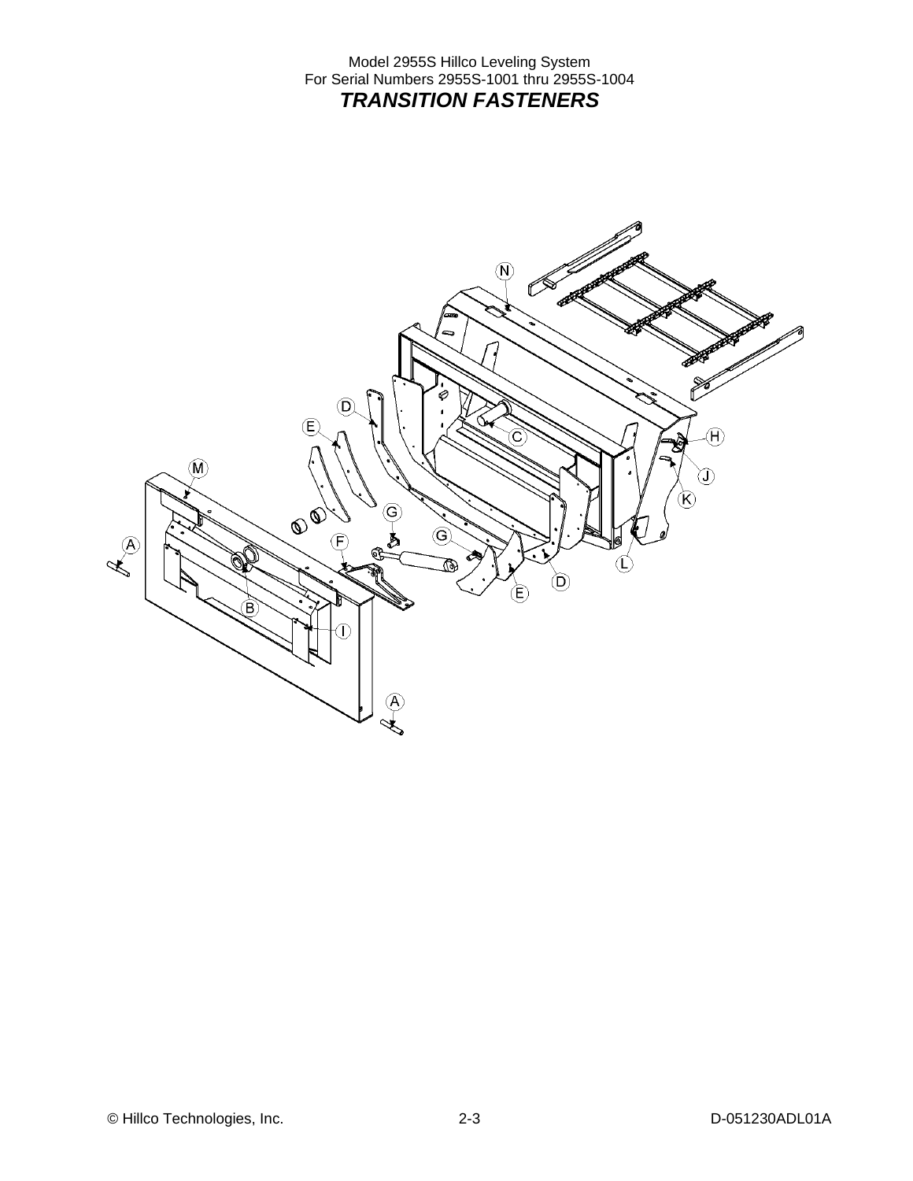Model 2955S Hillco Leveling System
For Serial Numbers 2955S-1001 thru 2955S-1004

# *TRANSITION FASTENERS*

N

D

E

C

H

M

J

K

G

F

G

A

L

D

E

B

I

A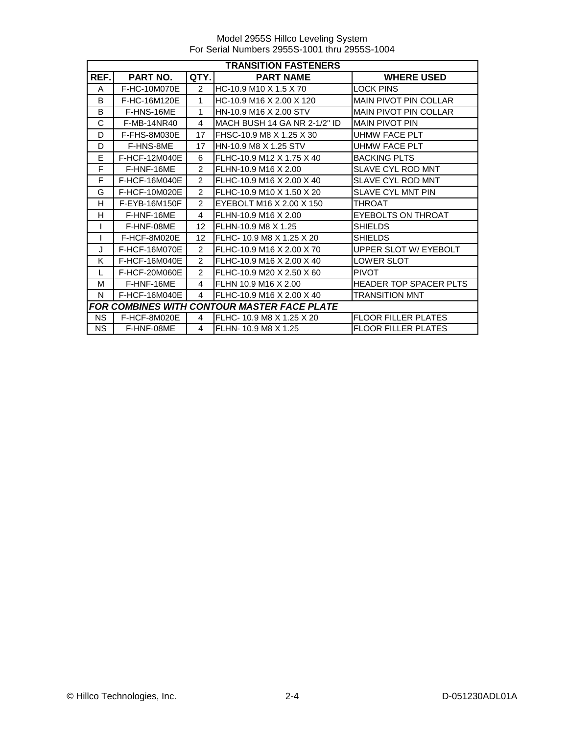Model 2955S Hillco Leveling System
For Serial Numbers 2955S-1001 thru 2955S-1004

| TRANSITION FASTENERS | | | | |
|---|---|---|---|---|
| **REF.** | **PART NO.** | **QTY.** | **PART NAME** | **WHERE USED** |
| A | F-HC-10M070E | 2 | HC-10.9 M10 X 1.5 X 70 | LOCK PINS |
| B | F-HC-16M120E | 1 | HC-10.9 M16 X 2.00 X 120 | MAIN PIVOT PIN COLLAR |
| B | F-HNS-16ME | 1 | HN-10.9 M16 X 2.00 STV | MAIN PIVOT PIN COLLAR |
| C | F-MB-14NR40 | 4 | MACH BUSH 14 GA NR 2-1/2" ID | MAIN PIVOT PIN |
| D | F-FHS-8M030E | 17 | FHSC-10.9 M8 X 1.25 X 30 | UHMW FACE PLT |
| D | F-HNS-8ME | 17 | HN-10.9 M8 X 1.25 STV | UHMW FACE PLT |
| E | F-HCF-12M040E | 6 | FLHC-10.9 M12 X 1.75 X 40 | BACKING PLTS |
| F | F-HNF-16ME | 2 | FLHN-10.9 M16 X 2.00 | SLAVE CYL ROD MNT |
| F | F-HCF-16M040E | 2 | FLHC-10.9 M16 X 2.00 X 40 | SLAVE CYL ROD MNT |
| G | F-HCF-10M020E | 2 | FLHC-10.9 M10 X 1.50 X 20 | SLAVE CYL MNT PIN |
| H | F-EYB-16M150F | 2 | EYEBOLT M16 X 2.00 X 150 | THROAT |
| H | F-HNF-16ME | 4 | FLHN-10.9 M16 X 2.00 | EYEBOLTS ON THROAT |
| I | F-HNF-08ME | 12 | FLHN-10.9 M8 X 1.25 | SHIELDS |
| I | F-HCF-8M020E | 12 | FLHC- 10.9 M8 X 1.25 X 20 | SHIELDS |
| J | F-HCF-16M070E | 2 | FLHC-10.9 M16 X 2.00 X 70 | UPPER SLOT W/ EYEBOLT |
| K | F-HCF-16M040E | 2 | FLHC-10.9 M16 X 2.00 X 40 | LOWER SLOT |
| L | F-HCF-20M060E | 2 | FLHC-10.9 M20 X 2.50 X 60 | PIVOT |
| M | F-HNF-16ME | 4 | FLHN 10.9 M16 X 2.00 | HEADER TOP SPACER PLTS |
| N | F-HCF-16M040E | 4 | FLHC-10.9 M16 X 2.00 X 40 | TRANSITION MNT |
| ***FOR COMBINES WITH CONTOUR MASTER FACE PLATE*** | | | | |
| NS | F-HCF-8M020E | 4 | FLHC- 10.9 M8 X 1.25 X 20 | FLOOR FILLER PLATES |
| NS | F-HNF-08ME | 4 | FLHN- 10.9 M8 X 1.25 | FLOOR FILLER PLATES |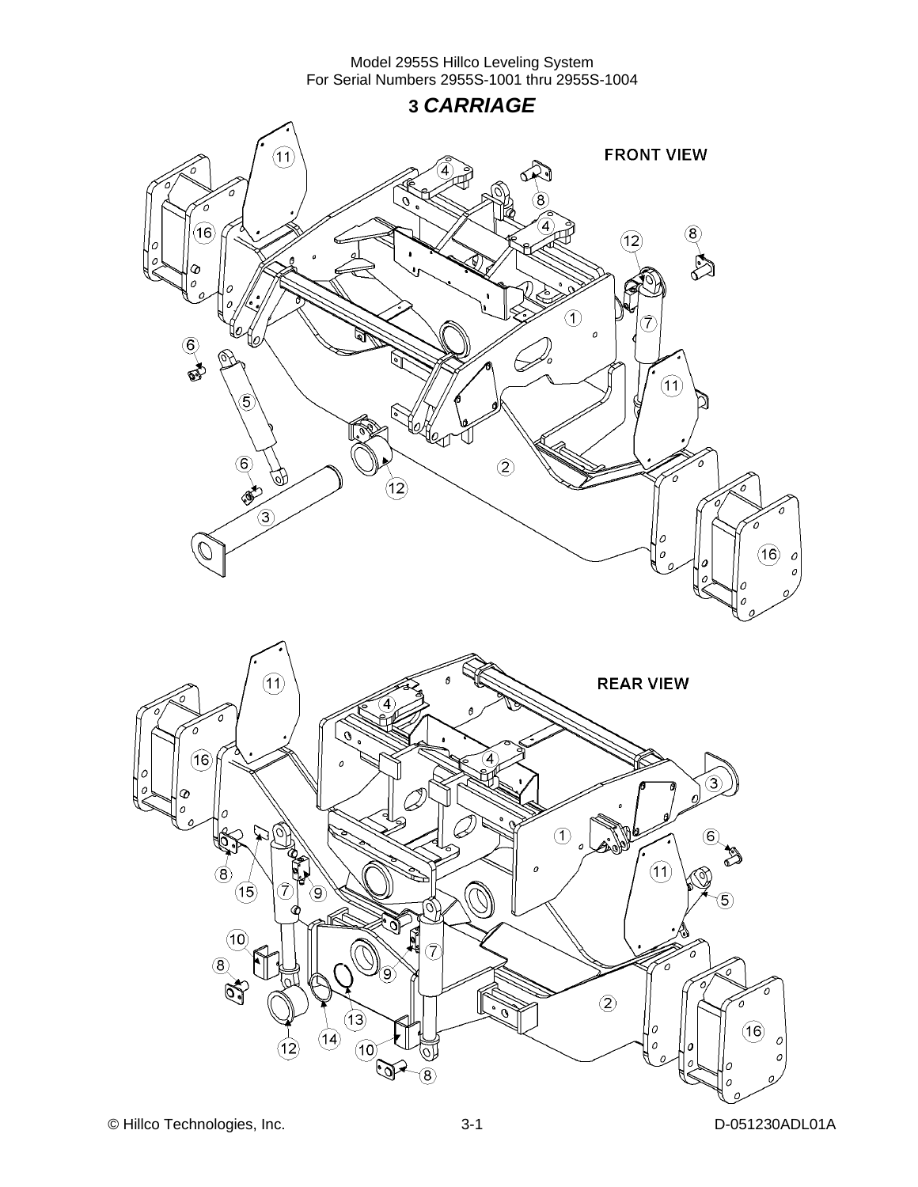# 3 *CARRIAGE*

FRONT VIEW

REAR VIEW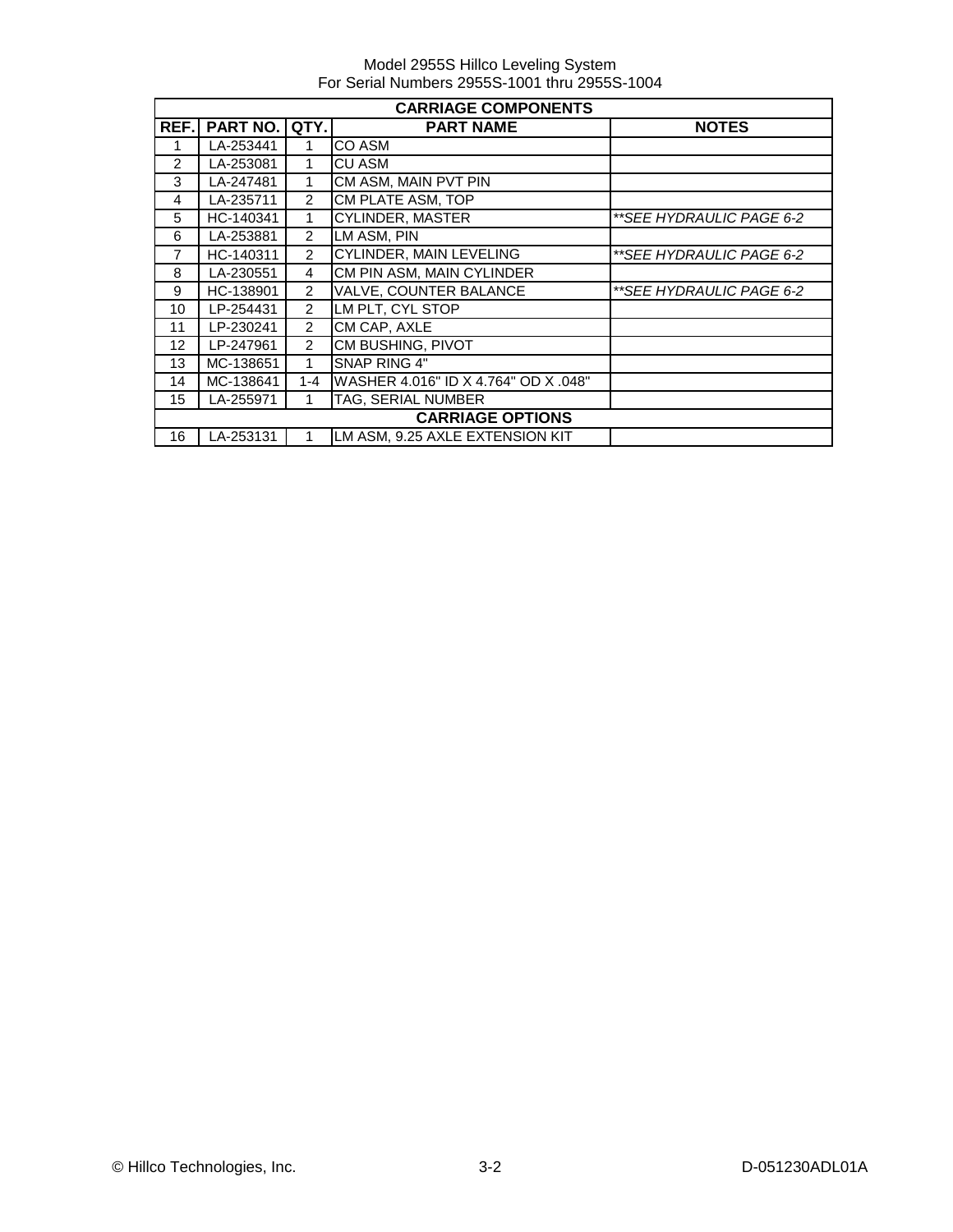Model 2955S Hillco Leveling System
For Serial Numbers 2955S-1001 thru 2955S-1004

| CARRIAGE COMPONENTS | | | | |
|---|---|---|---|---|
| **REF.** | **PART NO.** | **QTY.** | **PART NAME** | **NOTES** |
| 1 | LA-253441 | 1 | CO ASM | |
| 2 | LA-253081 | 1 | CU ASM | |
| 3 | LA-247481 | 1 | CM ASM, MAIN PVT PIN | |
| 4 | LA-235711 | 2 | CM PLATE ASM, TOP | |
| 5 | HC-140341 | 1 | CYLINDER, MASTER | *\*\*SEE HYDRAULIC PAGE 6-2* |
| 6 | LA-253881 | 2 | LM ASM, PIN | |
| 7 | HC-140311 | 2 | CYLINDER, MAIN LEVELING | *\*\*SEE HYDRAULIC PAGE 6-2* |
| 8 | LA-230551 | 4 | CM PIN ASM, MAIN CYLINDER | |
| 9 | HC-138901 | 2 | VALVE, COUNTER BALANCE | *\*\*SEE HYDRAULIC PAGE 6-2* |
| 10 | LP-254431 | 2 | LM PLT, CYL STOP | |
| 11 | LP-230241 | 2 | CM CAP, AXLE | |
| 12 | LP-247961 | 2 | CM BUSHING, PIVOT | |
| 13 | MC-138651 | 1 | SNAP RING 4" | |
| 14 | MC-138641 | 1-4 | WASHER 4.016" ID X 4.764" OD X .048" | |
| 15 | LA-255971 | 1 | TAG, SERIAL NUMBER | |
| **CARRIAGE OPTIONS** | | | | |
| 16 | LA-253131 | 1 | LM ASM, 9.25 AXLE EXTENSION KIT | |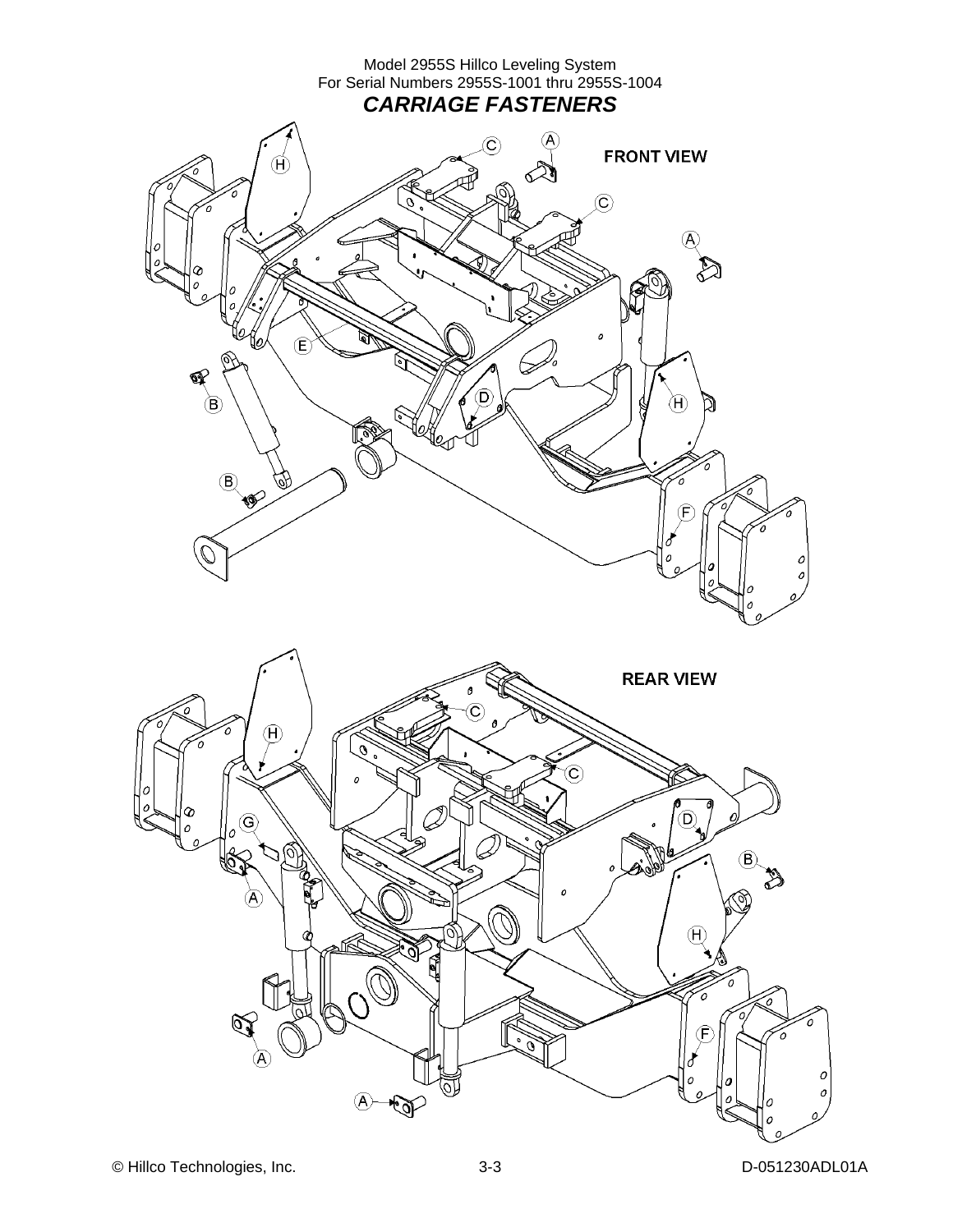Model 2955S Hillco Leveling System
For Serial Numbers 2955S-1001 thru 2955S-1004

## *CARRIAGE FASTENERS*

**FRONT VIEW**

A
A
B
B
C
C
D
E
F
H
H

**REAR VIEW**

A
A
A
A
B
C
C
D
F
G
H
H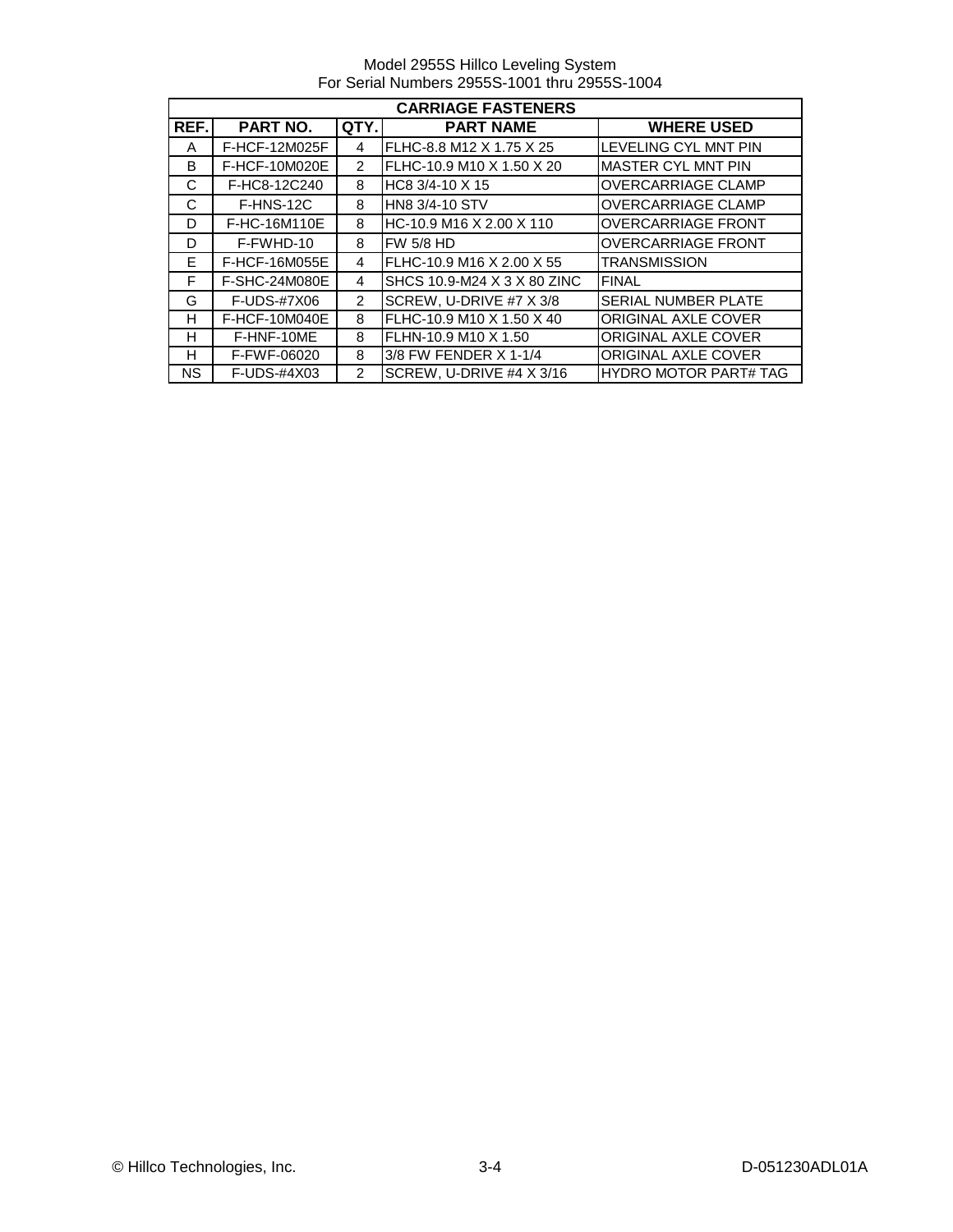Model 2955S Hillco Leveling System
For Serial Numbers 2955S-1001 thru 2955S-1004

| CARRIAGE FASTENERS | | | | |
|---|---|---|---|---|
| **REF.** | **PART NO.** | **QTY.** | **PART NAME** | **WHERE USED** |
| A | F-HCF-12M025F | 4 | FLHC-8.8 M12 X 1.75 X 25 | LEVELING CYL MNT PIN |
| B | F-HCF-10M020E | 2 | FLHC-10.9 M10 X 1.50 X 20 | MASTER CYL MNT PIN |
| C | F-HC8-12C240 | 8 | HC8 3/4-10 X 15 | OVERCARRIAGE CLAMP |
| C | F-HNS-12C | 8 | HN8 3/4-10 STV | OVERCARRIAGE CLAMP |
| D | F-HC-16M110E | 8 | HC-10.9 M16 X 2.00 X 110 | OVERCARRIAGE FRONT |
| D | F-FWHD-10 | 8 | FW 5/8 HD | OVERCARRIAGE FRONT |
| E | F-HCF-16M055E | 4 | FLHC-10.9 M16 X 2.00 X 55 | TRANSMISSION |
| F | F-SHC-24M080E | 4 | SHCS 10.9-M24 X 3 X 80 ZINC | FINAL |
| G | F-UDS-#7X06 | 2 | SCREW, U-DRIVE #7 X 3/8 | SERIAL NUMBER PLATE |
| H | F-HCF-10M040E | 8 | FLHC-10.9 M10 X 1.50 X 40 | ORIGINAL AXLE COVER |
| H | F-HNF-10ME | 8 | FLHN-10.9 M10 X 1.50 | ORIGINAL AXLE COVER |
| H | F-FWF-06020 | 8 | 3/8 FW FENDER X 1-1/4 | ORIGINAL AXLE COVER |
| NS | F-UDS-#4X03 | 2 | SCREW, U-DRIVE #4 X 3/16 | HYDRO MOTOR PART# TAG |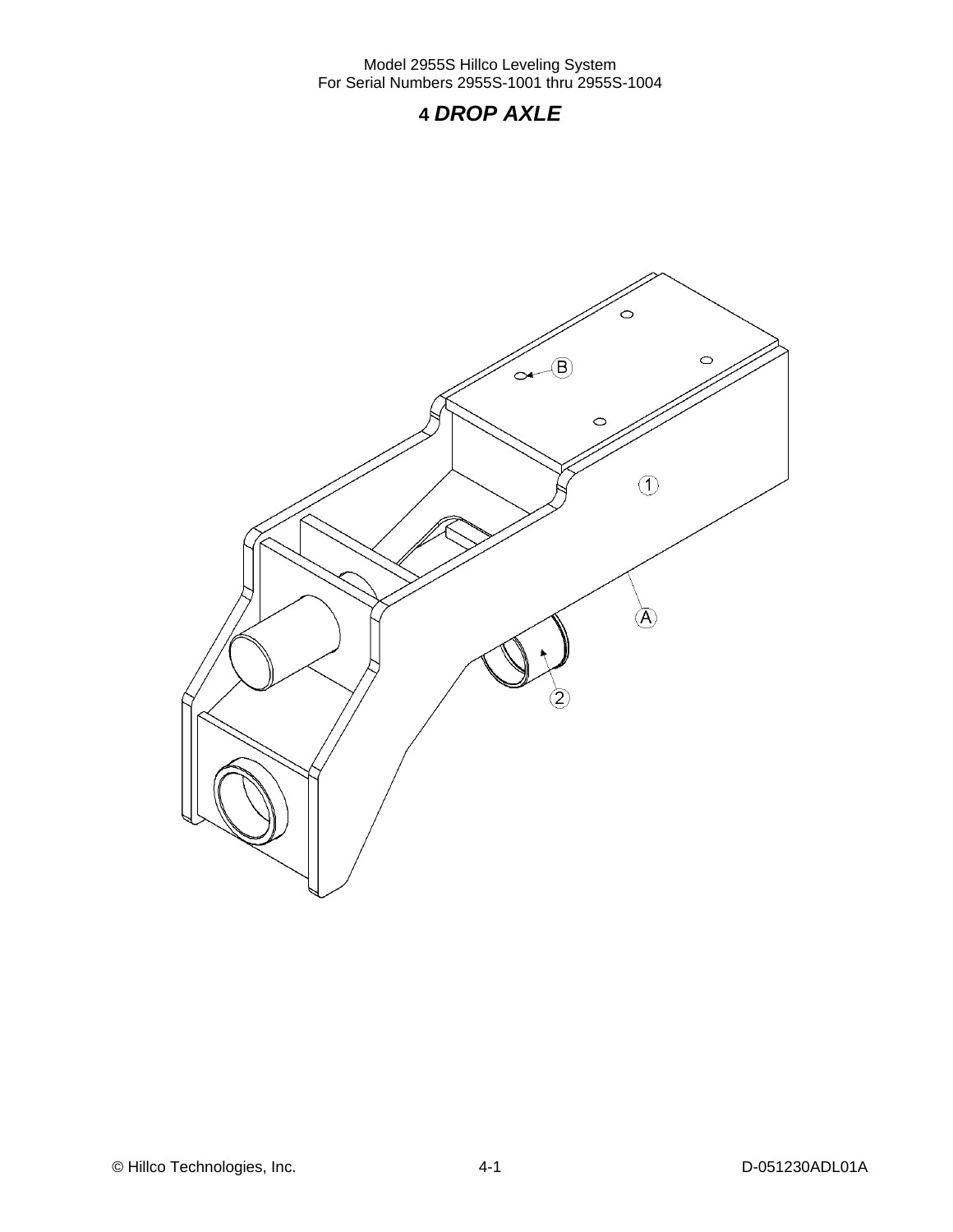# 4 *DROP AXLE*

B

1

A

2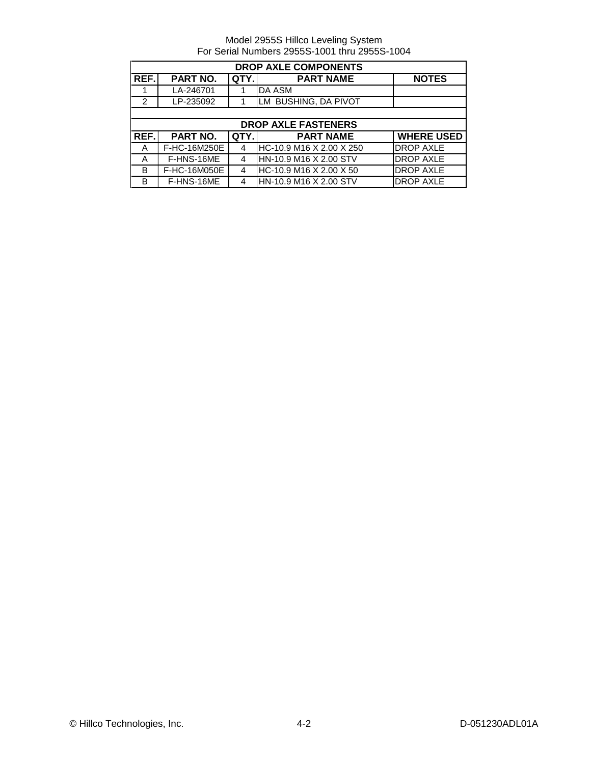Model 2955S Hillco Leveling System
For Serial Numbers 2955S-1001 thru 2955S-1004

| DROP AXLE COMPONENTS | | | | |
|---|---|---|---|---|
| **REF.** | **PART NO.** | **QTY.** | **PART NAME** | **NOTES** |
| 1 | LA-246701 | 1 | DA ASM | |
| 2 | LP-235092 | 1 | LM BUSHING, DA PIVOT | |

| DROP AXLE FASTENERS | | | | |
|---|---|---|---|---|
| **REF.** | **PART NO.** | **QTY.** | **PART NAME** | **WHERE USED** |
| A | F-HC-16M250E | 4 | HC-10.9 M16 X 2.00 X 250 | DROP AXLE |
| A | F-HNS-16ME | 4 | HN-10.9 M16 X 2.00 STV | DROP AXLE |
| B | F-HC-16M050E | 4 | HC-10.9 M16 X 2.00 X 50 | DROP AXLE |
| B | F-HNS-16ME | 4 | HN-10.9 M16 X 2.00 STV | DROP AXLE |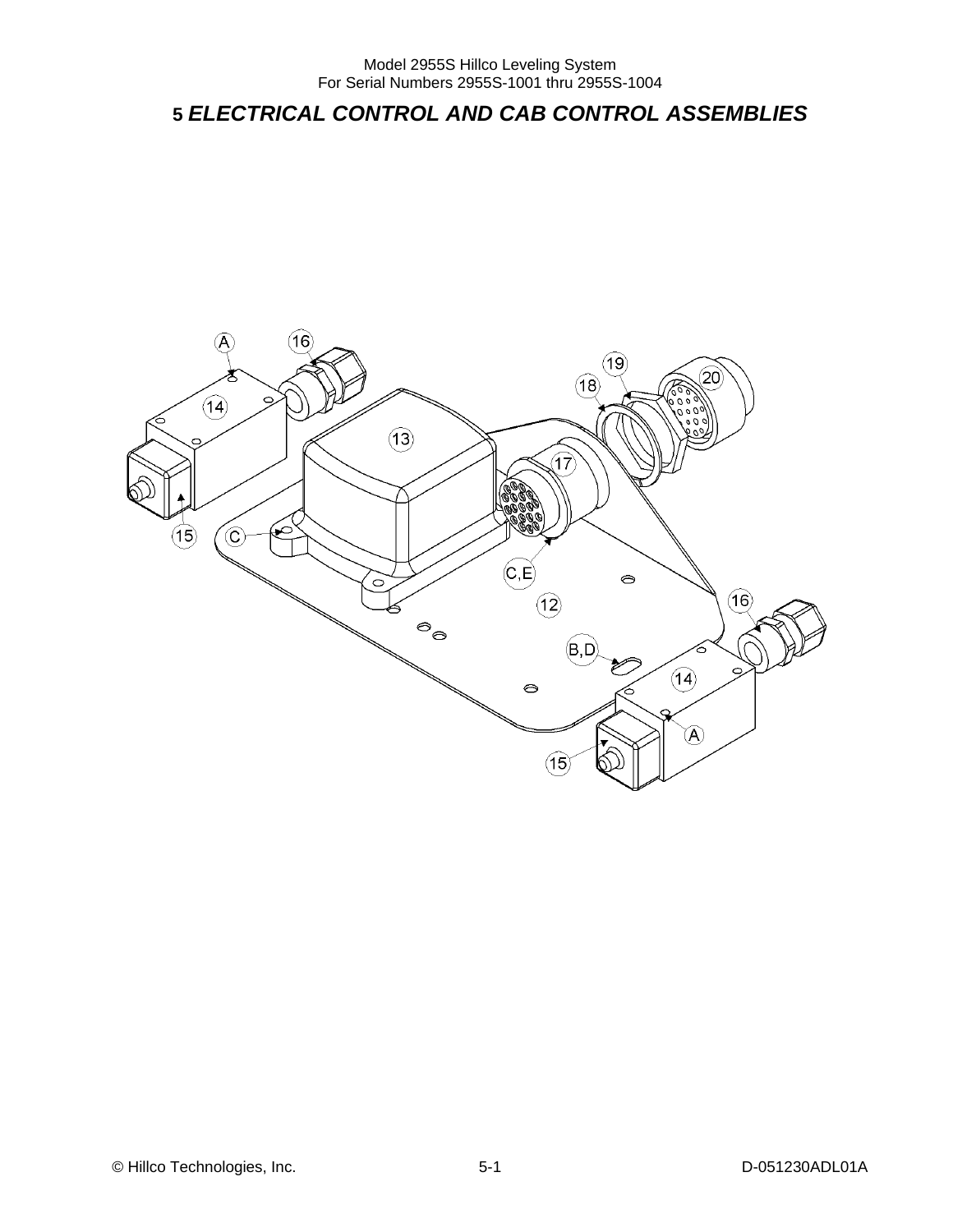# 5 *ELECTRICAL CONTROL AND CAB CONTROL ASSEMBLIES*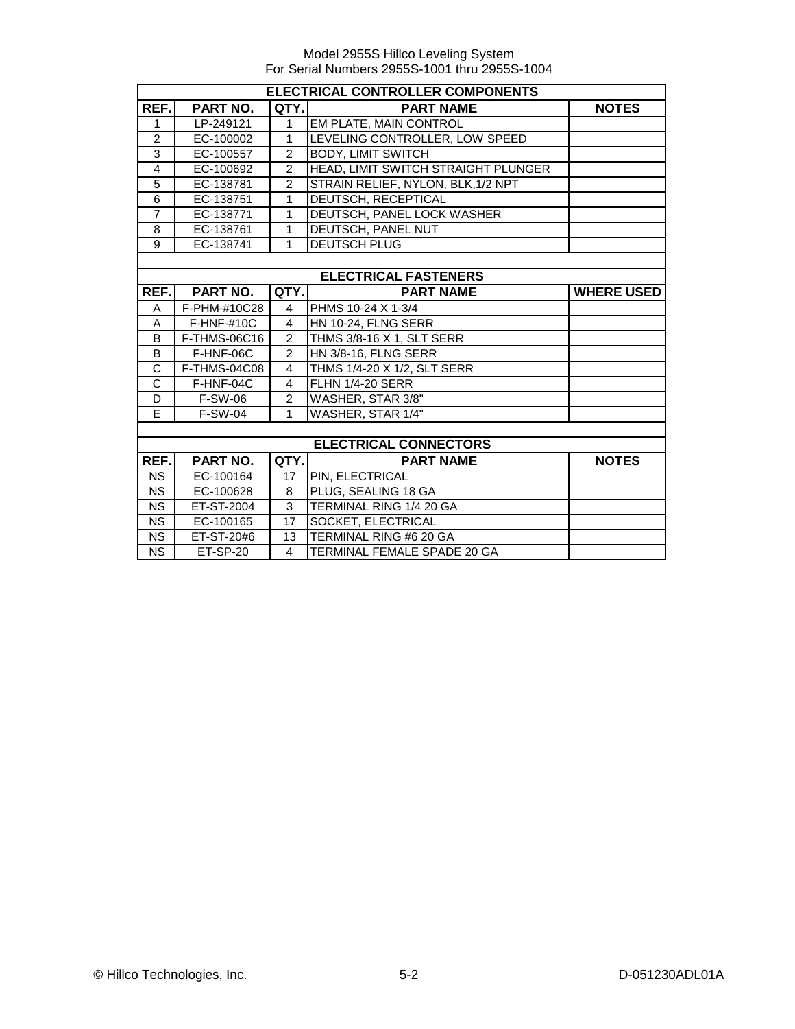Model 2955S Hillco Leveling System
For Serial Numbers 2955S-1001 thru 2955S-1004

## ELECTRICAL CONTROLLER COMPONENTS

| REF. | PART NO. | QTY. | PART NAME | NOTES |
|---|---|---|---|---|
| 1 | LP-249121 | 1 | EM PLATE, MAIN CONTROL | |
| 2 | EC-100002 | 1 | LEVELING CONTROLLER, LOW SPEED | |
| 3 | EC-100557 | 2 | BODY, LIMIT SWITCH | |
| 4 | EC-100692 | 2 | HEAD, LIMIT SWITCH STRAIGHT PLUNGER | |
| 5 | EC-138781 | 2 | STRAIN RELIEF, NYLON, BLK,1/2 NPT | |
| 6 | EC-138751 | 1 | DEUTSCH, RECEPTICAL | |
| 7 | EC-138771 | 1 | DEUTSCH, PANEL LOCK WASHER | |
| 8 | EC-138761 | 1 | DEUTSCH, PANEL NUT | |
| 9 | EC-138741 | 1 | DEUTSCH PLUG | |

## ELECTRICAL FASTENERS

| REF. | PART NO. | QTY. | PART NAME | WHERE USED |
|---|---|---|---|---|
| A | F-PHM-#10C28 | 4 | PHMS 10-24 X 1-3/4 | |
| A | F-HNF-#10C | 4 | HN 10-24, FLNG SERR | |
| B | F-THMS-06C16 | 2 | THMS 3/8-16 X 1, SLT SERR | |
| B | F-HNF-06C | 2 | HN 3/8-16, FLNG SERR | |
| C | F-THMS-04C08 | 4 | THMS 1/4-20 X 1/2, SLT SERR | |
| C | F-HNF-04C | 4 | FLHN 1/4-20 SERR | |
| D | F-SW-06 | 2 | WASHER, STAR 3/8" | |
| E | F-SW-04 | 1 | WASHER, STAR 1/4" | |

## ELECTRICAL CONNECTORS

| REF. | PART NO. | QTY. | PART NAME | NOTES |
|---|---|---|---|---|
| NS | EC-100164 | 17 | PIN, ELECTRICAL | |
| NS | EC-100628 | 8 | PLUG, SEALING 18 GA | |
| NS | ET-ST-2004 | 3 | TERMINAL RING 1/4 20 GA | |
| NS | EC-100165 | 17 | SOCKET, ELECTRICAL | |
| NS | ET-ST-20#6 | 13 | TERMINAL RING #6 20 GA | |
| NS | ET-SP-20 | 4 | TERMINAL FEMALE SPADE 20 GA | |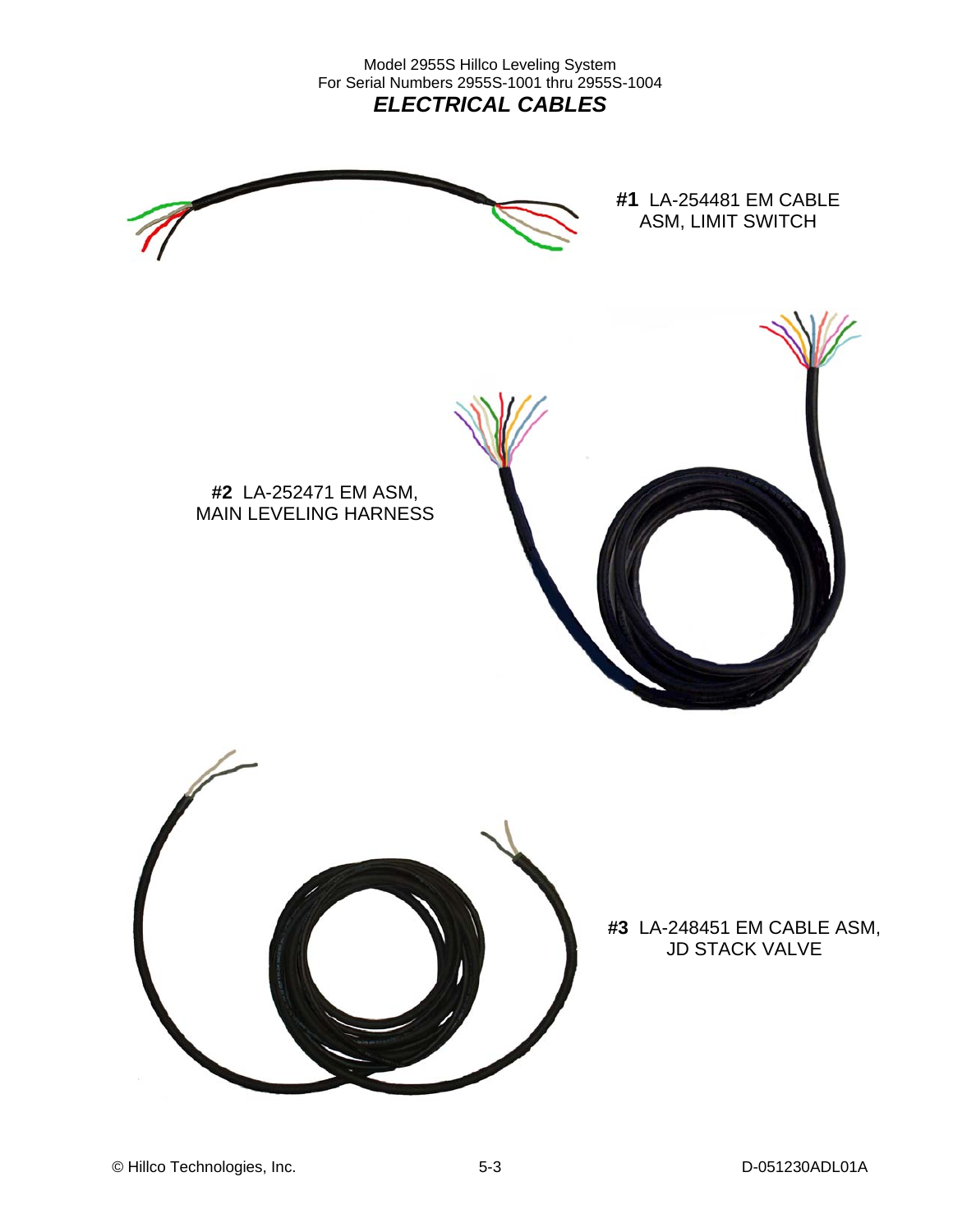## *ELECTRICAL CABLES*

**#1** LA-254481 EM CABLE ASM, LIMIT SWITCH

**#2** LA-252471 EM ASM, MAIN LEVELING HARNESS

**#3** LA-248451 EM CABLE ASM, JD STACK VALVE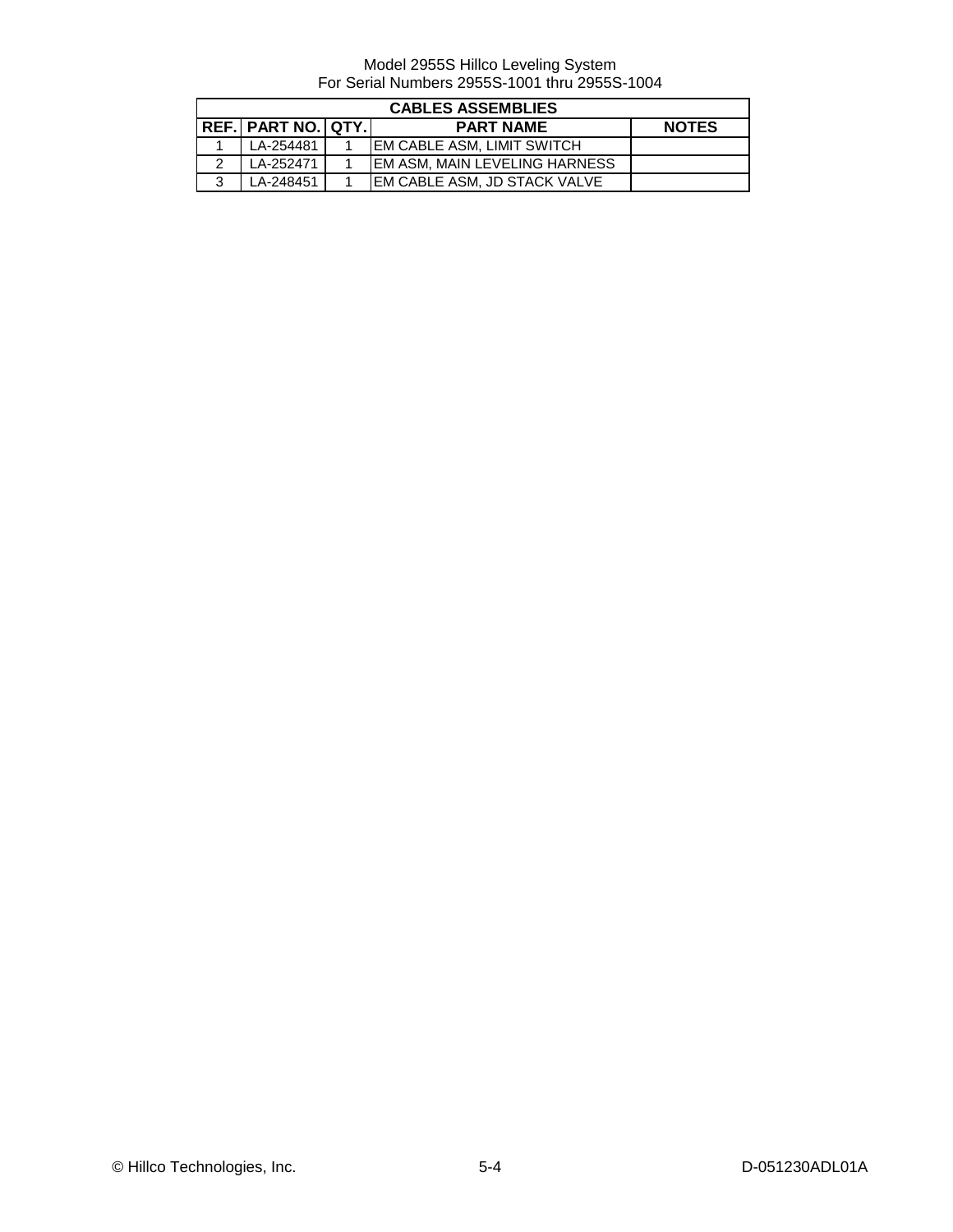Model 2955S Hillco Leveling System
For Serial Numbers 2955S-1001 thru 2955S-1004

| CABLES ASSEMBLIES | | | | |
|---|---|---|---|---|
| **REF.** | **PART NO.** | **QTY.** | **PART NAME** | **NOTES** |
| 1 | LA-254481 | 1 | EM CABLE ASM, LIMIT SWITCH | |
| 2 | LA-252471 | 1 | EM ASM, MAIN LEVELING HARNESS | |
| 3 | LA-248451 | 1 | EM CABLE ASM, JD STACK VALVE | |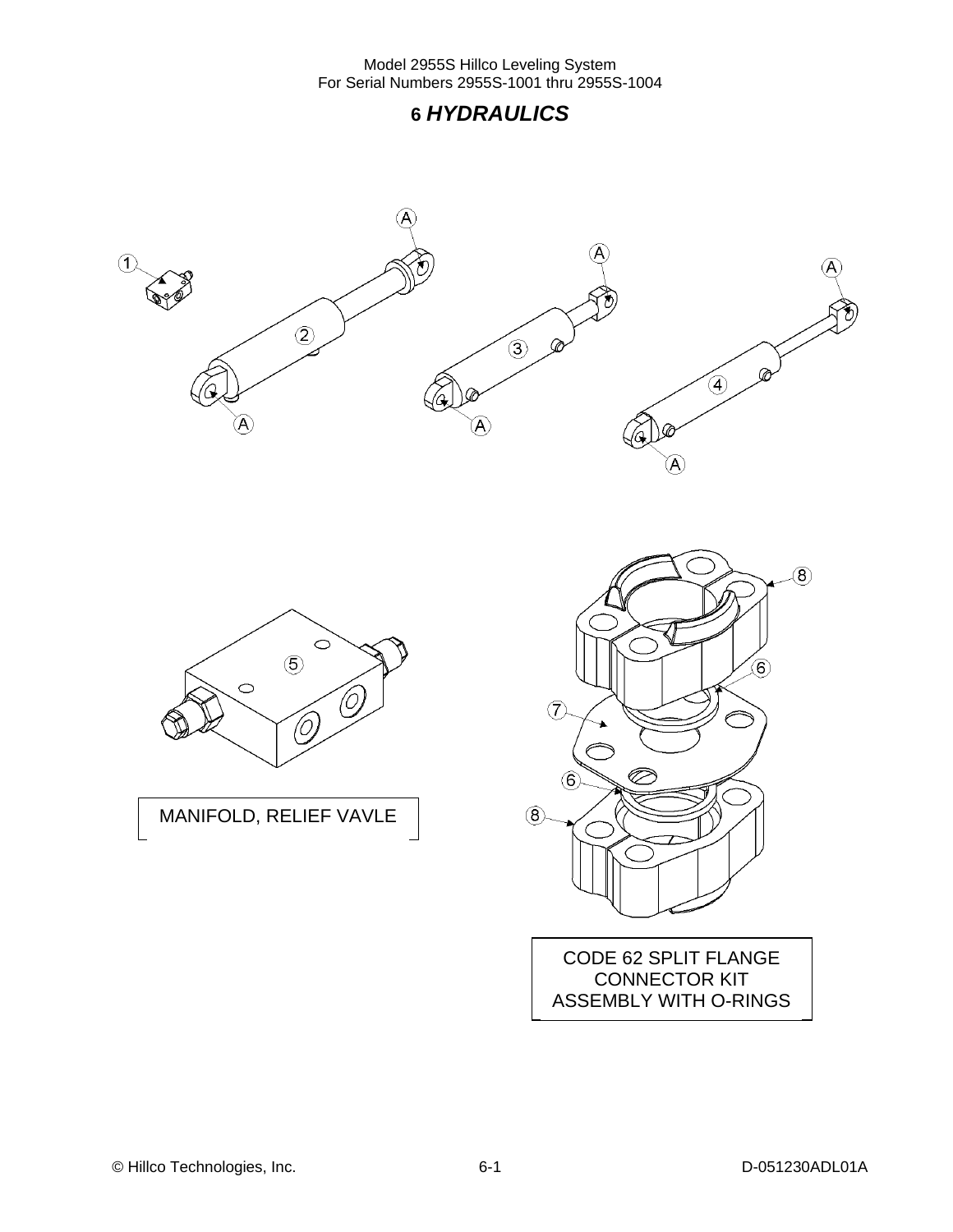# 6 *HYDRAULICS*

MANIFOLD, RELIEF VAVLE

CODE 62 SPLIT FLANGE CONNECTOR KIT ASSEMBLY WITH O-RINGS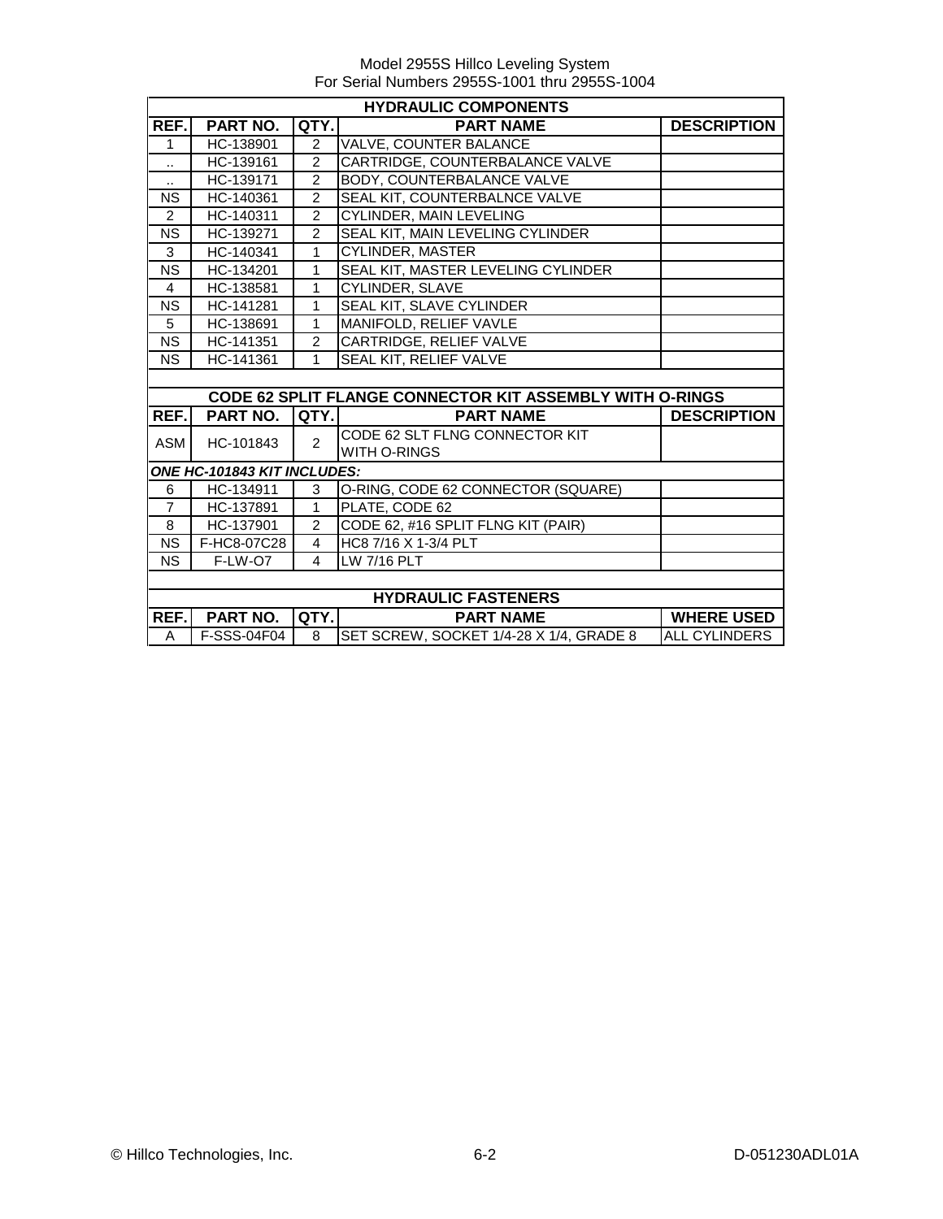Model 2955S Hillco Leveling System
For Serial Numbers 2955S-1001 thru 2955S-1004

## HYDRAULIC COMPONENTS

| REF. | PART NO. | QTY. | PART NAME | DESCRIPTION |
|---|---|---|---|---|
| 1 | HC-138901 | 2 | VALVE, COUNTER BALANCE | |
| .. | HC-139161 | 2 | CARTRIDGE, COUNTERBALANCE VALVE | |
| .. | HC-139171 | 2 | BODY, COUNTERBALANCE VALVE | |
| NS | HC-140361 | 2 | SEAL KIT, COUNTERBALNCE VALVE | |
| 2 | HC-140311 | 2 | CYLINDER, MAIN LEVELING | |
| NS | HC-139271 | 2 | SEAL KIT, MAIN LEVELING CYLINDER | |
| 3 | HC-140341 | 1 | CYLINDER, MASTER | |
| NS | HC-134201 | 1 | SEAL KIT, MASTER LEVELING CYLINDER | |
| 4 | HC-138581 | 1 | CYLINDER, SLAVE | |
| NS | HC-141281 | 1 | SEAL KIT, SLAVE CYLINDER | |
| 5 | HC-138691 | 1 | MANIFOLD, RELIEF VAVLE | |
| NS | HC-141351 | 2 | CARTRIDGE, RELIEF VALVE | |
| NS | HC-141361 | 1 | SEAL KIT, RELIEF VALVE | |

## CODE 62 SPLIT FLANGE CONNECTOR KIT ASSEMBLY WITH O-RINGS

| REF. | PART NO. | QTY. | PART NAME | DESCRIPTION |
|---|---|---|---|---|
| ASM | HC-101843 | 2 | CODE 62 SLT FLNG CONNECTOR KIT WITH O-RINGS | |
| ***ONE HC-101843 KIT INCLUDES:*** | | | | |
| 6 | HC-134911 | 3 | O-RING, CODE 62 CONNECTOR (SQUARE) | |
| 7 | HC-137891 | 1 | PLATE, CODE 62 | |
| 8 | HC-137901 | 2 | CODE 62, #16 SPLIT FLNG KIT (PAIR) | |
| NS | F-HC8-07C28 | 4 | HC8 7/16 X 1-3/4 PLT | |
| NS | F-LW-O7 | 4 | LW 7/16 PLT | |

## HYDRAULIC FASTENERS

| REF. | PART NO. | QTY. | PART NAME | WHERE USED |
|---|---|---|---|---|
| A | F-SSS-04F04 | 8 | SET SCREW, SOCKET 1/4-28 X 1/4, GRADE 8 | ALL CYLINDERS |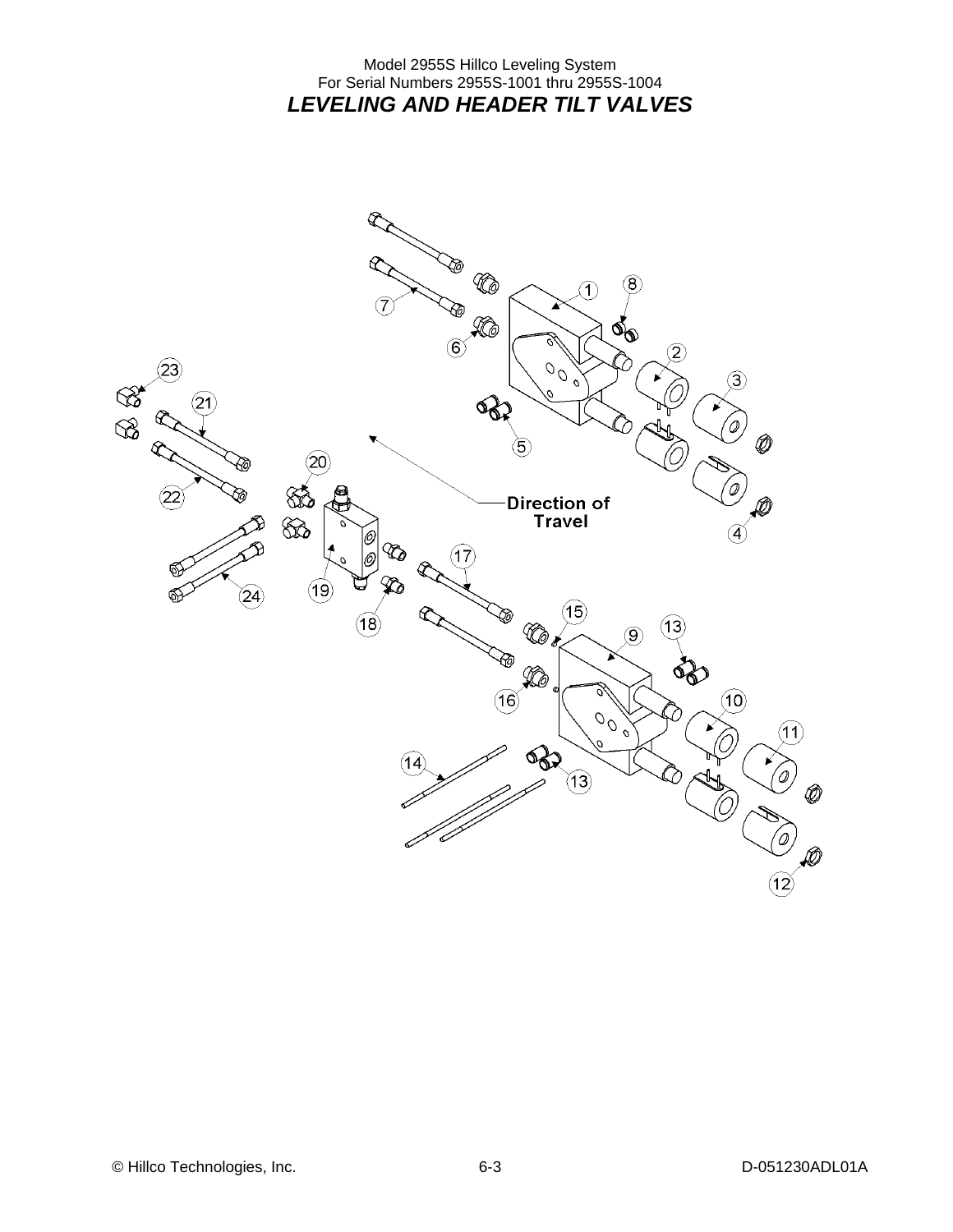Model 2955S Hillco Leveling System
For Serial Numbers 2955S-1001 thru 2955S-1004

# *LEVELING AND HEADER TILT VALVES*

Direction of Travel

1 2 3 4 5 6 7 8 9 10 11 12 13 14 15 16 17 18 19 20 21 22 23 24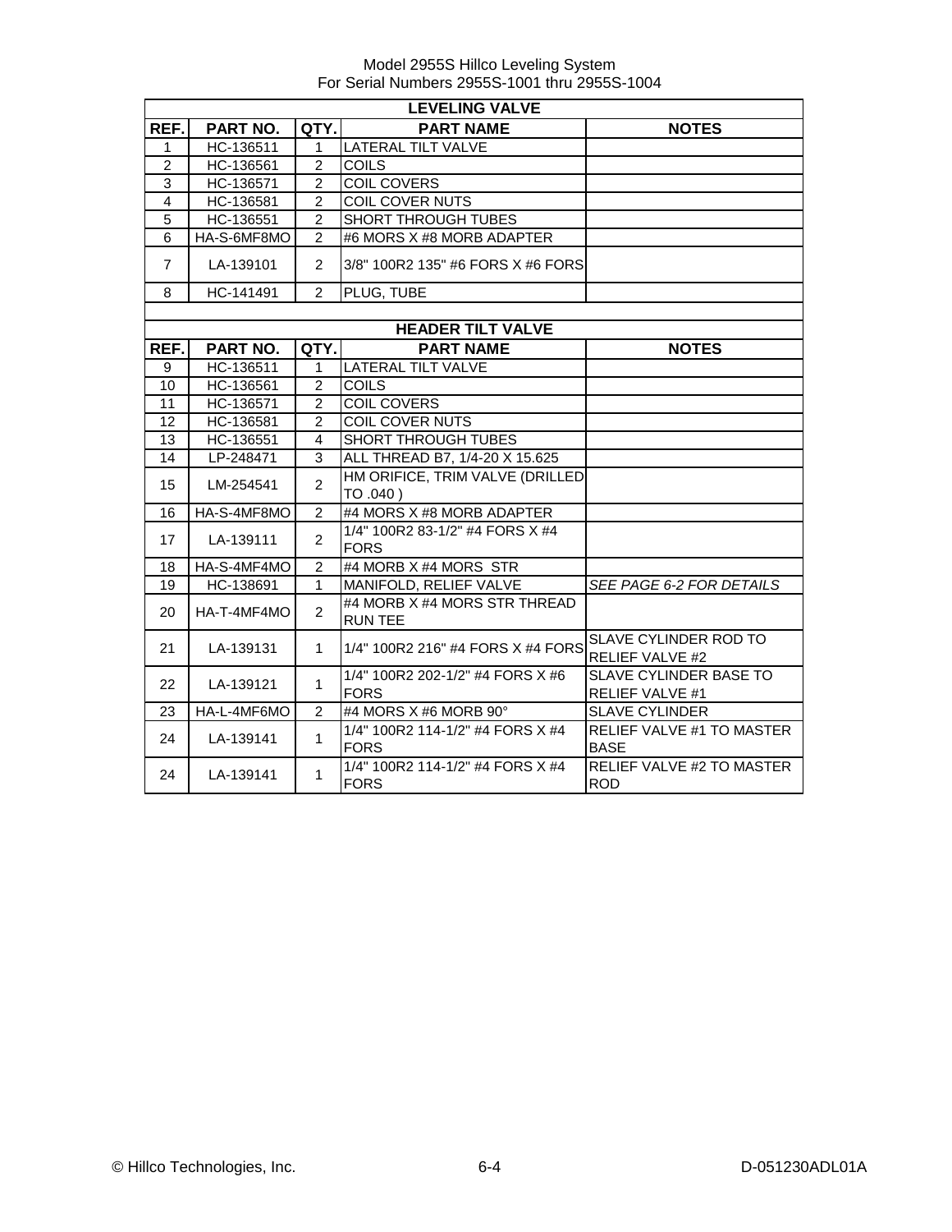Model 2955S Hillco Leveling System
For Serial Numbers 2955S-1001 thru 2955S-1004

| LEVELING VALVE | | | | |
|---|---|---|---|---|
| **REF.** | **PART NO.** | **QTY.** | **PART NAME** | **NOTES** |
| 1 | HC-136511 | 1 | LATERAL TILT VALVE | |
| 2 | HC-136561 | 2 | COILS | |
| 3 | HC-136571 | 2 | COIL COVERS | |
| 4 | HC-136581 | 2 | COIL COVER NUTS | |
| 5 | HC-136551 | 2 | SHORT THROUGH TUBES | |
| 6 | HA-S-6MF8MO | 2 | #6 MORS X #8 MORB ADAPTER | |
| 7 | LA-139101 | 2 | 3/8" 100R2 135" #6 FORS X #6 FORS | |
| 8 | HC-141491 | 2 | PLUG, TUBE | |

| HEADER TILT VALVE | | | | |
|---|---|---|---|---|
| **REF.** | **PART NO.** | **QTY.** | **PART NAME** | **NOTES** |
| 9 | HC-136511 | 1 | LATERAL TILT VALVE | |
| 10 | HC-136561 | 2 | COILS | |
| 11 | HC-136571 | 2 | COIL COVERS | |
| 12 | HC-136581 | 2 | COIL COVER NUTS | |
| 13 | HC-136551 | 4 | SHORT THROUGH TUBES | |
| 14 | LP-248471 | 3 | ALL THREAD B7, 1/4-20 X 15.625 | |
| 15 | LM-254541 | 2 | HM ORIFICE, TRIM VALVE (DRILLED TO .040 ) | |
| 16 | HA-S-4MF8MO | 2 | #4 MORS X #8 MORB ADAPTER | |
| 17 | LA-139111 | 2 | 1/4" 100R2 83-1/2" #4 FORS X #4 FORS | |
| 18 | HA-S-4MF4MO | 2 | #4 MORB X #4 MORS STR | |
| 19 | HC-138691 | 1 | MANIFOLD, RELIEF VALVE | *SEE PAGE 6-2 FOR DETAILS* |
| 20 | HA-T-4MF4MO | 2 | #4 MORB X #4 MORS STR THREAD RUN TEE | |
| 21 | LA-139131 | 1 | 1/4" 100R2 216" #4 FORS X #4 FORS | SLAVE CYLINDER ROD TO RELIEF VALVE #2 |
| 22 | LA-139121 | 1 | 1/4" 100R2 202-1/2" #4 FORS X #6 FORS | SLAVE CYLINDER BASE TO RELIEF VALVE #1 |
| 23 | HA-L-4MF6MO | 2 | #4 MORS X #6 MORB 90° | SLAVE CYLINDER |
| 24 | LA-139141 | 1 | 1/4" 100R2 114-1/2" #4 FORS X #4 FORS | RELIEF VALVE #1 TO MASTER BASE |
| 24 | LA-139141 | 1 | 1/4" 100R2 114-1/2" #4 FORS X #4 FORS | RELIEF VALVE #2 TO MASTER ROD |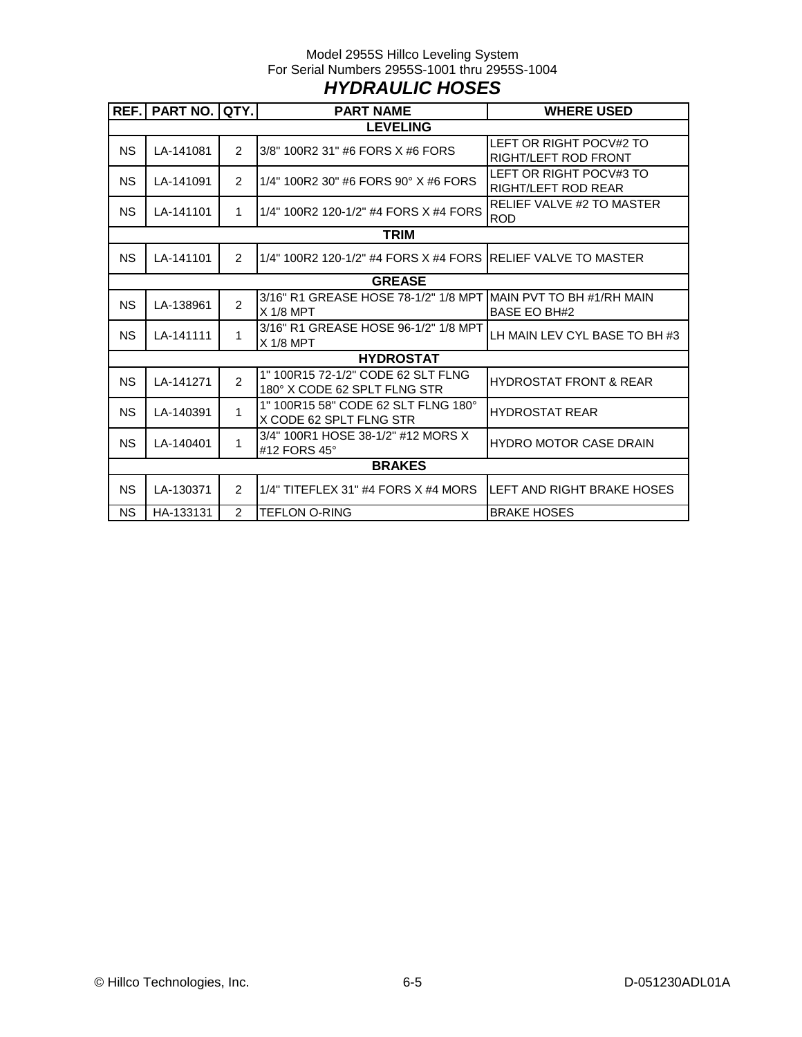Model 2955S Hillco Leveling System
For Serial Numbers 2955S-1001 thru 2955S-1004

# *HYDRAULIC HOSES*

| REF. | PART NO. | QTY. | PART NAME | WHERE USED |
|---|---|---|---|---|
| | | | **LEVELING** | |
| NS | LA-141081 | 2 | 3/8" 100R2 31" #6 FORS X #6 FORS | LEFT OR RIGHT POCV#2 TO RIGHT/LEFT ROD FRONT |
| NS | LA-141091 | 2 | 1/4" 100R2 30" #6 FORS 90° X #6 FORS | LEFT OR RIGHT POCV#3 TO RIGHT/LEFT ROD REAR |
| NS | LA-141101 | 1 | 1/4" 100R2 120-1/2" #4 FORS X #4 FORS | RELIEF VALVE #2 TO MASTER ROD |
| | | | **TRIM** | |
| NS | LA-141101 | 2 | 1/4" 100R2 120-1/2" #4 FORS X #4 FORS | RELIEF VALVE TO MASTER |
| | | | **GREASE** | |
| NS | LA-138961 | 2 | 3/16" R1 GREASE HOSE 78-1/2" 1/8 MPT X 1/8 MPT | MAIN PVT TO BH #1/RH MAIN BASE EO BH#2 |
| NS | LA-141111 | 1 | 3/16" R1 GREASE HOSE 96-1/2" 1/8 MPT X 1/8 MPT | LH MAIN LEV CYL BASE TO BH #3 |
| | | | **HYDROSTAT** | |
| NS | LA-141271 | 2 | 1" 100R15 72-1/2" CODE 62 SLT FLNG 180° X CODE 62 SPLT FLNG STR | HYDROSTAT FRONT & REAR |
| NS | LA-140391 | 1 | 1" 100R15 58" CODE 62 SLT FLNG 180° X CODE 62 SPLT FLNG STR | HYDROSTAT REAR |
| NS | LA-140401 | 1 | 3/4" 100R1 HOSE 38-1/2" #12 MORS X #12 FORS 45° | HYDRO MOTOR CASE DRAIN |
| | | | **BRAKES** | |
| NS | LA-130371 | 2 | 1/4" TITEFLEX 31" #4 FORS X #4 MORS | LEFT AND RIGHT BRAKE HOSES |
| NS | HA-133131 | 2 | TEFLON O-RING | BRAKE HOSES |

© Hillco Technologies, Inc. 6-5 D-051230ADL01A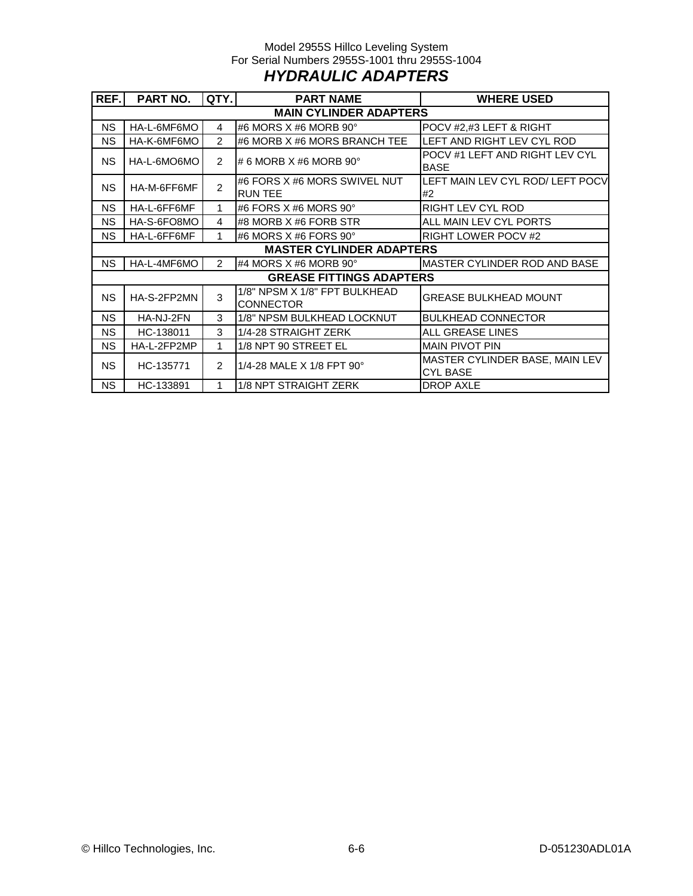Model 2955S Hillco Leveling System
For Serial Numbers 2955S-1001 thru 2955S-1004

# *HYDRAULIC ADAPTERS*

| REF. | PART NO. | QTY. | PART NAME | WHERE USED |
|---|---|---|---|---|
| **MAIN CYLINDER ADAPTERS** | | | | |
| NS | HA-L-6MF6MO | 4 | #6 MORS X #6 MORB 90° | POCV #2,#3 LEFT & RIGHT |
| NS | HA-K-6MF6MO | 2 | #6 MORB X #6 MORS BRANCH TEE | LEFT AND RIGHT LEV CYL ROD |
| NS | HA-L-6MO6MO | 2 | # 6 MORB X #6 MORB 90° | POCV #1 LEFT AND RIGHT LEV CYL BASE |
| NS | HA-M-6FF6MF | 2 | #6 FORS X #6 MORS SWIVEL NUT RUN TEE | LEFT MAIN LEV CYL ROD/ LEFT POCV #2 |
| NS | HA-L-6FF6MF | 1 | #6 FORS X #6 MORS 90° | RIGHT LEV CYL ROD |
| NS | HA-S-6FO8MO | 4 | #8 MORB X #6 FORB STR | ALL MAIN LEV CYL PORTS |
| NS | HA-L-6FF6MF | 1 | #6 MORS X #6 FORS 90° | RIGHT LOWER POCV #2 |
| **MASTER CYLINDER ADAPTERS** | | | | |
| NS | HA-L-4MF6MO | 2 | #4 MORS X #6 MORB 90° | MASTER CYLINDER ROD AND BASE |
| **GREASE FITTINGS ADAPTERS** | | | | |
| NS | HA-S-2FP2MN | 3 | 1/8" NPSM X 1/8" FPT BULKHEAD CONNECTOR | GREASE BULKHEAD MOUNT |
| NS | HA-NJ-2FN | 3 | 1/8" NPSM BULKHEAD LOCKNUT | BULKHEAD CONNECTOR |
| NS | HC-138011 | 3 | 1/4-28 STRAIGHT ZERK | ALL GREASE LINES |
| NS | HA-L-2FP2MP | 1 | 1/8 NPT 90 STREET EL | MAIN PIVOT PIN |
| NS | HC-135771 | 2 | 1/4-28 MALE X 1/8 FPT 90° | MASTER CYLINDER BASE, MAIN LEV CYL BASE |
| NS | HC-133891 | 1 | 1/8 NPT STRAIGHT ZERK | DROP AXLE |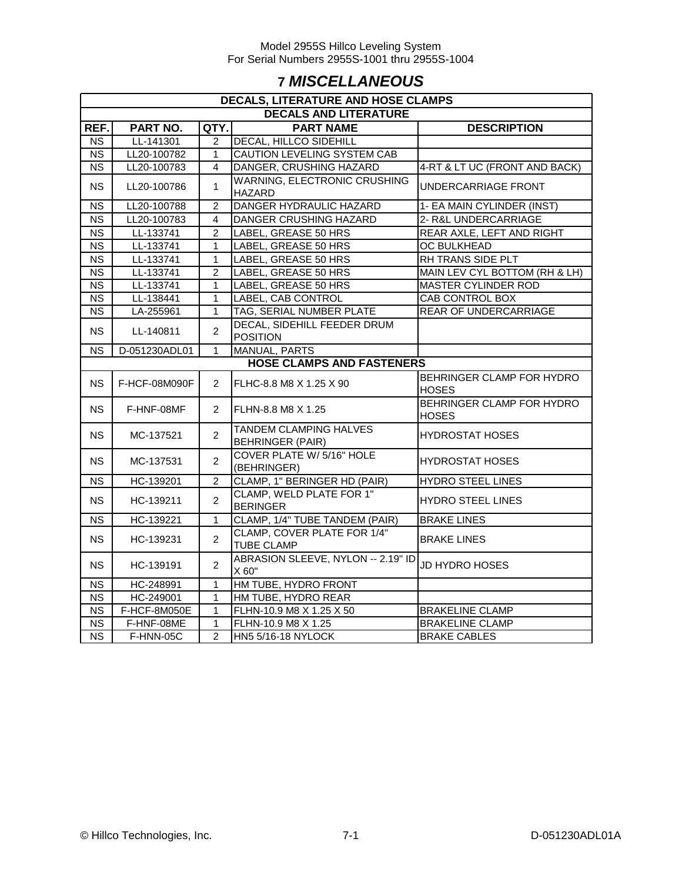# 7 MISCELLANEOUS

| DECALS, LITERATURE AND HOSE CLAMPS | | | | |
|---|---|---|---|---|
| **DECALS AND LITERATURE** | | | | |
| **REF.** | **PART NO.** | **QTY.** | **PART NAME** | **DESCRIPTION** |
| NS | LL-141301 | 2 | DECAL, HILLCO SIDEHILL | |
| NS | LL20-100782 | 1 | CAUTION LEVELING SYSTEM CAB | |
| NS | LL20-100783 | 4 | DANGER, CRUSHING HAZARD | 4-RT & LT UC (FRONT AND BACK) |
| NS | LL20-100786 | 1 | WARNING, ELECTRONIC CRUSHING HAZARD | UNDERCARRIAGE FRONT |
| NS | LL20-100788 | 2 | DANGER HYDRAULIC HAZARD | 1- EA MAIN CYLINDER (INST) |
| NS | LL20-100783 | 4 | DANGER CRUSHING HAZARD | 2- R&L UNDERCARRIAGE |
| NS | LL-133741 | 2 | LABEL, GREASE 50 HRS | REAR AXLE, LEFT AND RIGHT |
| NS | LL-133741 | 1 | LABEL, GREASE 50 HRS | OC BULKHEAD |
| NS | LL-133741 | 1 | LABEL, GREASE 50 HRS | RH TRANS SIDE PLT |
| NS | LL-133741 | 2 | LABEL, GREASE 50 HRS | MAIN LEV CYL BOTTOM (RH & LH) |
| NS | LL-133741 | 1 | LABEL, GREASE 50 HRS | MASTER CYLINDER ROD |
| NS | LL-138441 | 1 | LABEL, CAB CONTROL | CAB CONTROL BOX |
| NS | LA-255961 | 1 | TAG, SERIAL NUMBER PLATE | REAR OF UNDERCARRIAGE |
| NS | LL-140811 | 2 | DECAL, SIDEHILL FEEDER DRUM POSITION | |
| NS | D-051230ADL01 | 1 | MANUAL, PARTS | |
| **HOSE CLAMPS AND FASTENERS** | | | | |
| NS | F-HCF-08M090F | 2 | FLHC-8.8 M8 X 1.25 X 90 | BEHRINGER CLAMP FOR HYDRO HOSES |
| NS | F-HNF-08MF | 2 | FLHN-8.8 M8 X 1.25 | BEHRINGER CLAMP FOR HYDRO HOSES |
| NS | MC-137521 | 2 | TANDEM CLAMPING HALVES BEHRINGER (PAIR) | HYDROSTAT HOSES |
| NS | MC-137531 | 2 | COVER PLATE W/ 5/16" HOLE (BEHRINGER) | HYDROSTAT HOSES |
| NS | HC-139201 | 2 | CLAMP, 1" BERINGER HD (PAIR) | HYDRO STEEL LINES |
| NS | HC-139211 | 2 | CLAMP, WELD PLATE FOR 1" BERINGER | HYDRO STEEL LINES |
| NS | HC-139221 | 1 | CLAMP, 1/4" TUBE TANDEM (PAIR) | BRAKE LINES |
| NS | HC-139231 | 2 | CLAMP, COVER PLATE FOR 1/4" TUBE CLAMP | BRAKE LINES |
| NS | HC-139191 | 2 | ABRASION SLEEVE, NYLON -- 2.19" ID X 60" | JD HYDRO HOSES |
| NS | HC-248991 | 1 | HM TUBE, HYDRO FRONT | |
| NS | HC-249001 | 1 | HM TUBE, HYDRO REAR | |
| NS | F-HCF-8M050E | 1 | FLHN-10.9 M8 X 1.25 X 50 | BRAKELINE CLAMP |
| NS | F-HNF-08ME | 1 | FLHN-10.9 M8 X 1.25 | BRAKELINE CLAMP |
| NS | F-HNN-05C | 2 | HN5 5/16-18 NYLOCK | BRAKE CABLES |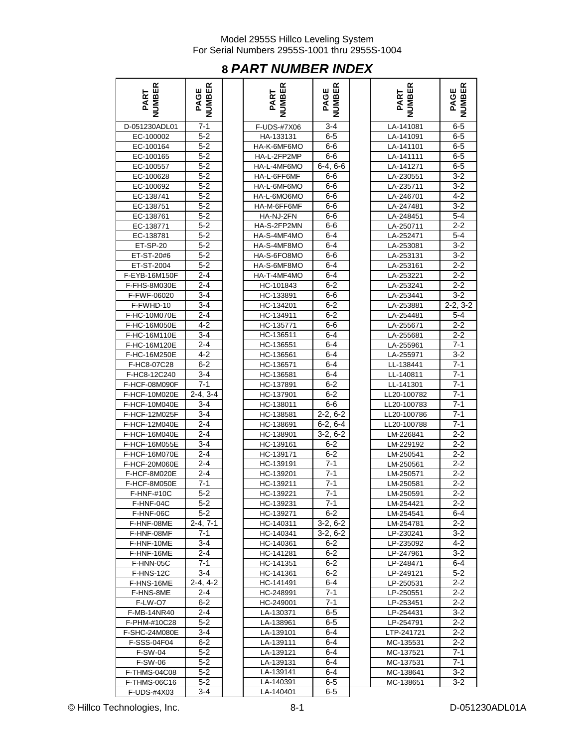# 8 PART NUMBER INDEX

| PART NUMBER | PAGE NUMBER | PART NUMBER | PAGE NUMBER | PART NUMBER | PAGE NUMBER |
|---|---|---|---|---|---|
| D-051230ADL01 | 7-1 | F-UDS-#7X06 | 3-4 | LA-141081 | 6-5 |
| EC-100002 | 5-2 | HA-133131 | 6-5 | LA-141091 | 6-5 |
| EC-100164 | 5-2 | HA-K-6MF6MO | 6-6 | LA-141101 | 6-5 |
| EC-100165 | 5-2 | HA-L-2FP2MP | 6-6 | LA-141111 | 6-5 |
| EC-100557 | 5-2 | HA-L-4MF6MO | 6-4, 6-6 | LA-141271 | 6-5 |
| EC-100628 | 5-2 | HA-L-6FF6MF | 6-6 | LA-230551 | 3-2 |
| EC-100692 | 5-2 | HA-L-6MF6MO | 6-6 | LA-235711 | 3-2 |
| EC-138741 | 5-2 | HA-L-6MO6MO | 6-6 | LA-246701 | 4-2 |
| EC-138751 | 5-2 | HA-M-6FF6MF | 6-6 | LA-247481 | 3-2 |
| EC-138761 | 5-2 | HA-NJ-2FN | 6-6 | LA-248451 | 5-4 |
| EC-138771 | 5-2 | HA-S-2FP2MN | 6-6 | LA-250711 | 2-2 |
| EC-138781 | 5-2 | HA-S-4MF4MO | 6-4 | LA-252471 | 5-4 |
| ET-SP-20 | 5-2 | HA-S-4MF8MO | 6-4 | LA-253081 | 3-2 |
| ET-ST-20#6 | 5-2 | HA-S-6FO8MO | 6-6 | LA-253131 | 3-2 |
| ET-ST-2004 | 5-2 | HA-S-6MF8MO | 6-4 | LA-253161 | 2-2 |
| F-EYB-16M150F | 2-4 | HA-T-4MF4MO | 6-4 | LA-253221 | 2-2 |
| F-FHS-8M030E | 2-4 | HC-101843 | 6-2 | LA-253241 | 2-2 |
| F-FWF-06020 | 3-4 | HC-133891 | 6-6 | LA-253441 | 3-2 |
| F-FWHD-10 | 3-4 | HC-134201 | 6-2 | LA-253881 | 2-2, 3-2 |
| F-HC-10M070E | 2-4 | HC-134911 | 6-2 | LA-254481 | 5-4 |
| F-HC-16M050E | 4-2 | HC-135771 | 6-6 | LA-255671 | 2-2 |
| F-HC-16M110E | 3-4 | HC-136511 | 6-4 | LA-255681 | 2-2 |
| F-HC-16M120E | 2-4 | HC-136551 | 6-4 | LA-255961 | 7-1 |
| F-HC-16M250E | 4-2 | HC-136561 | 6-4 | LA-255971 | 3-2 |
| F-HC8-07C28 | 6-2 | HC-136571 | 6-4 | LL-138441 | 7-1 |
| F-HC8-12C240 | 3-4 | HC-136581 | 6-4 | LL-140811 | 7-1 |
| F-HCF-08M090F | 7-1 | HC-137891 | 6-2 | LL-141301 | 7-1 |
| F-HCF-10M020E | 2-4, 3-4 | HC-137901 | 6-2 | LL20-100782 | 7-1 |
| F-HCF-10M040E | 3-4 | HC-138011 | 6-6 | LL20-100783 | 7-1 |
| F-HCF-12M025F | 3-4 | HC-138581 | 2-2, 6-2 | LL20-100786 | 7-1 |
| F-HCF-12M040E | 2-4 | HC-138691 | 6-2, 6-4 | LL20-100788 | 7-1 |
| F-HCF-16M040E | 2-4 | HC-138901 | 3-2, 6-2 | LM-226841 | 2-2 |
| F-HCF-16M055E | 3-4 | HC-139161 | 6-2 | LM-229192 | 2-2 |
| F-HCF-16M070E | 2-4 | HC-139171 | 6-2 | LM-250541 | 2-2 |
| F-HCF-20M060E | 2-4 | HC-139191 | 7-1 | LM-250561 | 2-2 |
| F-HCF-8M020E | 2-4 | HC-139201 | 7-1 | LM-250571 | 2-2 |
| F-HCF-8M050E | 7-1 | HC-139211 | 7-1 | LM-250581 | 2-2 |
| F-HNF-#10C | 5-2 | HC-139221 | 7-1 | LM-250591 | 2-2 |
| F-HNF-04C | 5-2 | HC-139231 | 7-1 | LM-254421 | 2-2 |
| F-HNF-06C | 5-2 | HC-139271 | 6-2 | LM-254541 | 6-4 |
| F-HNF-08ME | 2-4, 7-1 | HC-140311 | 3-2, 6-2 | LM-254781 | 2-2 |
| F-HNF-08MF | 7-1 | HC-140341 | 3-2, 6-2 | LP-230241 | 3-2 |
| F-HNF-10ME | 3-4 | HC-140361 | 6-2 | LP-235092 | 4-2 |
| F-HNF-16ME | 2-4 | HC-141281 | 6-2 | LP-247961 | 3-2 |
| F-HNN-05C | 7-1 | HC-141351 | 6-2 | LP-248471 | 6-4 |
| F-HNS-12C | 3-4 | HC-141361 | 6-2 | LP-249121 | 5-2 |
| F-HNS-16ME | 2-4, 4-2 | HC-141491 | 6-4 | LP-250531 | 2-2 |
| F-HNS-8ME | 2-4 | HC-248991 | 7-1 | LP-250551 | 2-2 |
| F-LW-O7 | 6-2 | HC-249001 | 7-1 | LP-253451 | 2-2 |
| F-MB-14NR40 | 2-4 | LA-130371 | 6-5 | LP-254431 | 3-2 |
| F-PHM-#10C28 | 5-2 | LA-138961 | 6-5 | LP-254791 | 2-2 |
| F-SHC-24M080E | 3-4 | LA-139101 | 6-4 | LTP-241721 | 2-2 |
| F-SSS-04F04 | 6-2 | LA-139111 | 6-4 | MC-135531 | 2-2 |
| F-SW-04 | 5-2 | LA-139121 | 6-4 | MC-137521 | 7-1 |
| F-SW-06 | 5-2 | LA-139131 | 6-4 | MC-137531 | 7-1 |
| F-THMS-04C08 | 5-2 | LA-139141 | 6-4 | MC-138641 | 3-2 |
| F-THMS-06C16 | 5-2 | LA-140391 | 6-5 | MC-138651 | 3-2 |
| F-UDS-#4X03 | 3-4 | LA-140401 | 6-5 | | |